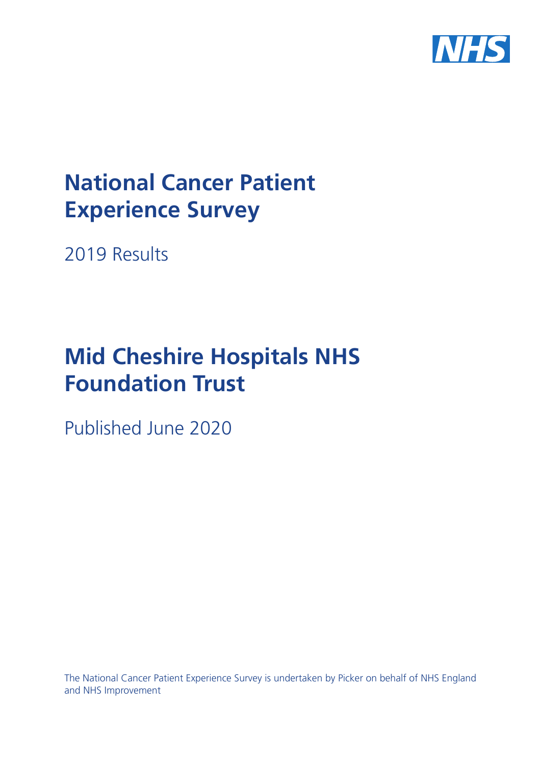NHS

# National Cancer Patient Experience Survey

2019 Results

# Mid Cheshire Hospitals NHS Foundation Trust

Published June 2020

The National Cancer Patient Experience Survey is undertaken by Picker on behalf of NHS England and NHS Improvement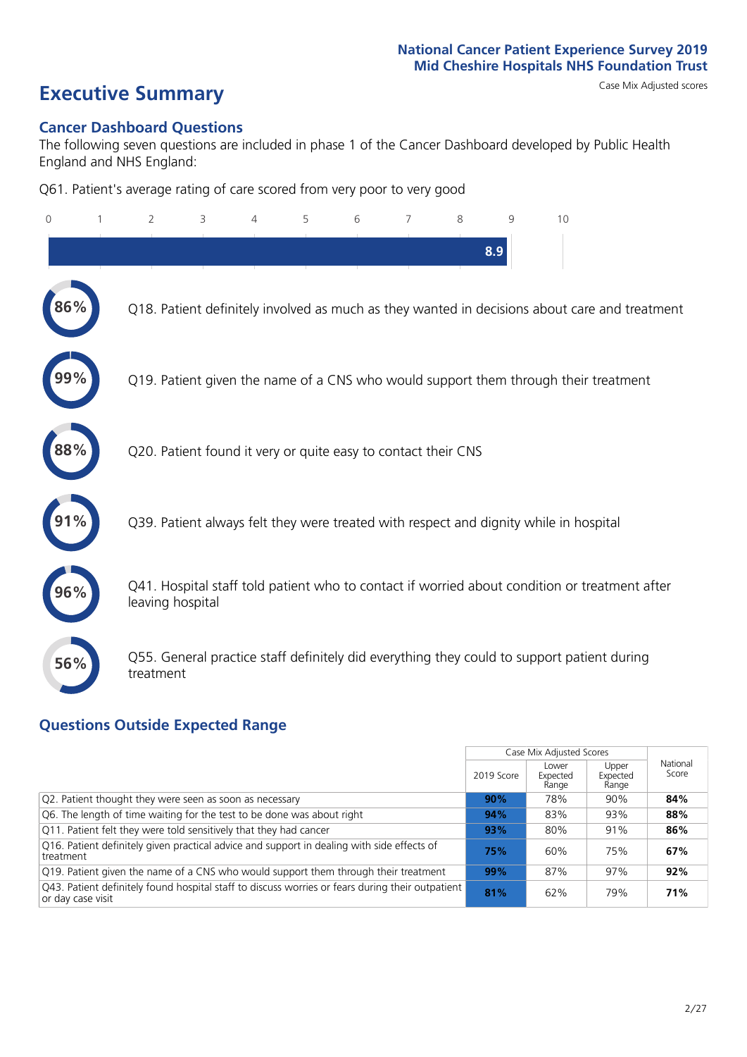# Executive Summary

Case Mix Adjusted scores

## Cancer Dashboard Questions

The following seven questions are included in phase 1 of the Cancer Dashboard developed by Public Health England and NHS England:

Q61. Patient's average rating of care scored from very poor to very good

0 1 2 3 4 5 6 7 8 9 10

**8.9**

**86%** Q18. Patient definitely involved as much as they wanted in decisions about care and treatment

**99%** Q19. Patient given the name of a CNS who would support them through their treatment

**88%** Q20. Patient found it very or quite easy to contact their CNS

**91%** Q39. Patient always felt they were treated with respect and dignity while in hospital

**96%** Q41. Hospital staff told patient who to contact if worried about condition or treatment after leaving hospital

**56%** Q55. General practice staff definitely did everything they could to support patient during treatment

## Questions Outside Expected Range

| | Case Mix Adjusted Scores | | | |
|---|---|---|---|---|
| | 2019 Score | Lower Expected Range | Upper Expected Range | National Score |
| Q2. Patient thought they were seen as soon as necessary | **90%** | 78% | 90% | **84%** |
| Q6. The length of time waiting for the test to be done was about right | **94%** | 83% | 93% | **88%** |
| Q11. Patient felt they were told sensitively that they had cancer | **93%** | 80% | 91% | **86%** |
| Q16. Patient definitely given practical advice and support in dealing with side effects of treatment | **75%** | 60% | 75% | **67%** |
| Q19. Patient given the name of a CNS who would support them through their treatment | **99%** | 87% | 97% | **92%** |
| Q43. Patient definitely found hospital staff to discuss worries or fears during their outpatient or day case visit | **81%** | 62% | 79% | **71%** |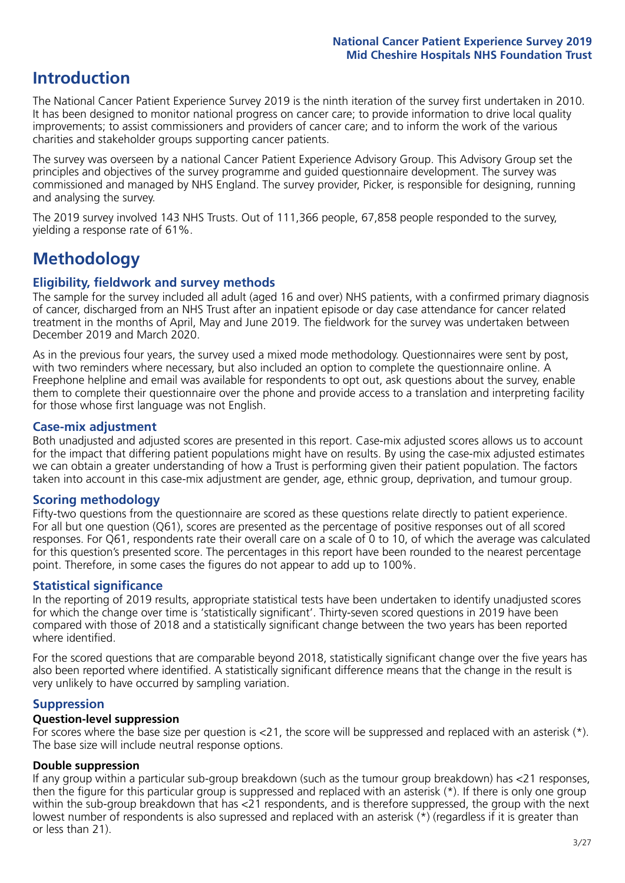# Introduction

The National Cancer Patient Experience Survey 2019 is the ninth iteration of the survey first undertaken in 2010. It has been designed to monitor national progress on cancer care; to provide information to drive local quality improvements; to assist commissioners and providers of cancer care; and to inform the work of the various charities and stakeholder groups supporting cancer patients.

The survey was overseen by a national Cancer Patient Experience Advisory Group. This Advisory Group set the principles and objectives of the survey programme and guided questionnaire development. The survey was commissioned and managed by NHS England. The survey provider, Picker, is responsible for designing, running and analysing the survey.

The 2019 survey involved 143 NHS Trusts. Out of 111,366 people, 67,858 people responded to the survey, yielding a response rate of 61%.

# Methodology

## Eligibility, fieldwork and survey methods

The sample for the survey included all adult (aged 16 and over) NHS patients, with a confirmed primary diagnosis of cancer, discharged from an NHS Trust after an inpatient episode or day case attendance for cancer related treatment in the months of April, May and June 2019. The fieldwork for the survey was undertaken between December 2019 and March 2020.

As in the previous four years, the survey used a mixed mode methodology. Questionnaires were sent by post, with two reminders where necessary, but also included an option to complete the questionnaire online. A Freephone helpline and email was available for respondents to opt out, ask questions about the survey, enable them to complete their questionnaire over the phone and provide access to a translation and interpreting facility for those whose first language was not English.

## Case-mix adjustment

Both unadjusted and adjusted scores are presented in this report. Case-mix adjusted scores allows us to account for the impact that differing patient populations might have on results. By using the case-mix adjusted estimates we can obtain a greater understanding of how a Trust is performing given their patient population. The factors taken into account in this case-mix adjustment are gender, age, ethnic group, deprivation, and tumour group.

## Scoring methodology

Fifty-two questions from the questionnaire are scored as these questions relate directly to patient experience. For all but one question (Q61), scores are presented as the percentage of positive responses out of all scored responses. For Q61, respondents rate their overall care on a scale of 0 to 10, of which the average was calculated for this question's presented score. The percentages in this report have been rounded to the nearest percentage point. Therefore, in some cases the figures do not appear to add up to 100%.

## Statistical significance

In the reporting of 2019 results, appropriate statistical tests have been undertaken to identify unadjusted scores for which the change over time is 'statistically significant'. Thirty-seven scored questions in 2019 have been compared with those of 2018 and a statistically significant change between the two years has been reported where identified.

For the scored questions that are comparable beyond 2018, statistically significant change over the five years has also been reported where identified. A statistically significant difference means that the change in the result is very unlikely to have occurred by sampling variation.

## Suppression

### Question-level suppression

For scores where the base size per question is <21, the score will be suppressed and replaced with an asterisk (*). The base size will include neutral response options.

### Double suppression

If any group within a particular sub-group breakdown (such as the tumour group breakdown) has <21 responses, then the figure for this particular group is suppressed and replaced with an asterisk (*). If there is only one group within the sub-group breakdown that has <21 respondents, and is therefore suppressed, the group with the next lowest number of respondents is also supressed and replaced with an asterisk (*) (regardless if it is greater than or less than 21).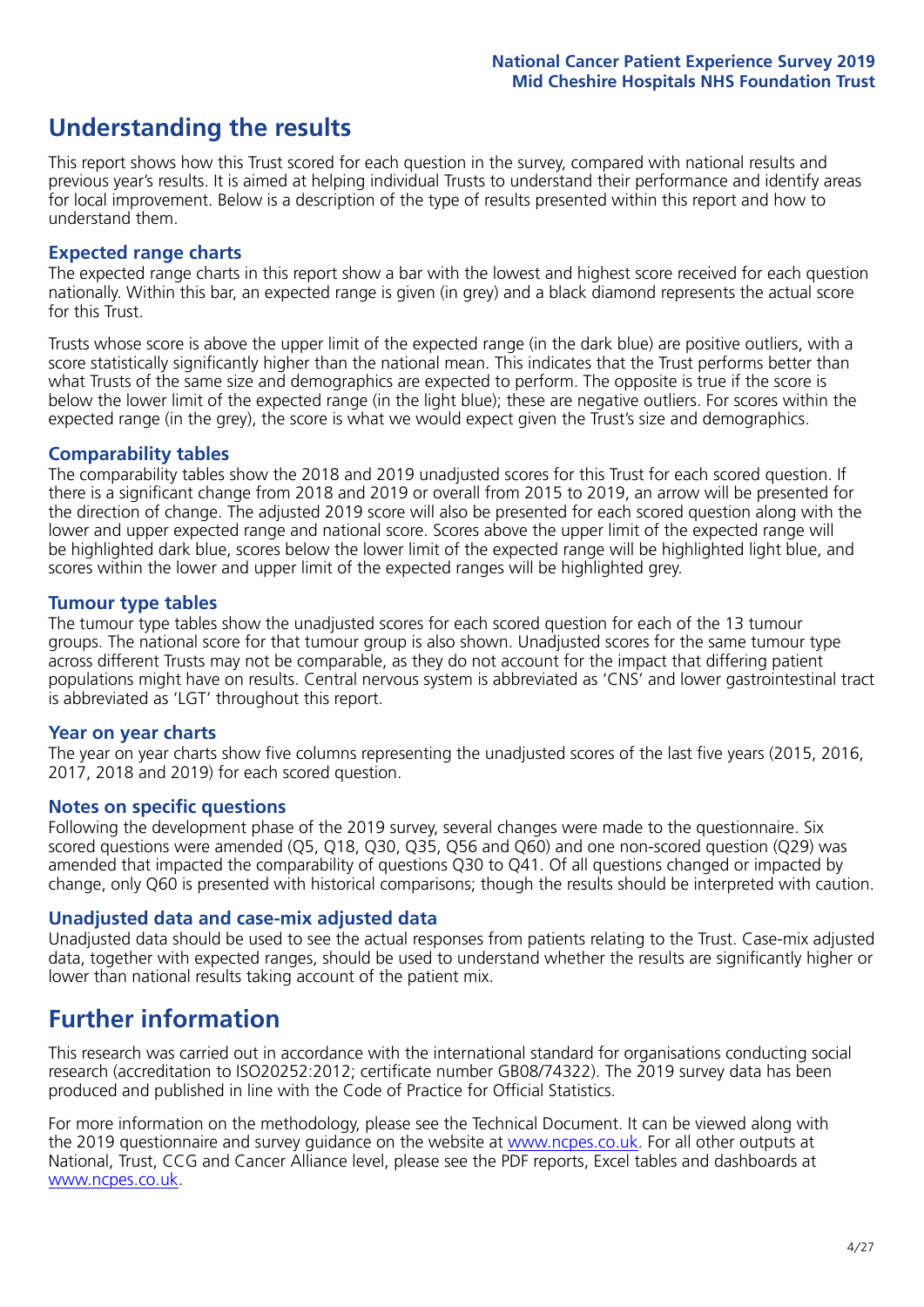# Understanding the results

This report shows how this Trust scored for each question in the survey, compared with national results and previous year's results. It is aimed at helping individual Trusts to understand their performance and identify areas for local improvement. Below is a description of the type of results presented within this report and how to understand them.

### Expected range charts

The expected range charts in this report show a bar with the lowest and highest score received for each question nationally. Within this bar, an expected range is given (in grey) and a black diamond represents the actual score for this Trust.

Trusts whose score is above the upper limit of the expected range (in the dark blue) are positive outliers, with a score statistically significantly higher than the national mean. This indicates that the Trust performs better than what Trusts of the same size and demographics are expected to perform. The opposite is true if the score is below the lower limit of the expected range (in the light blue); these are negative outliers. For scores within the expected range (in the grey), the score is what we would expect given the Trust's size and demographics.

### Comparability tables

The comparability tables show the 2018 and 2019 unadjusted scores for this Trust for each scored question. If there is a significant change from 2018 and 2019 or overall from 2015 to 2019, an arrow will be presented for the direction of change. The adjusted 2019 score will also be presented for each scored question along with the lower and upper expected range and national score. Scores above the upper limit of the expected range will be highlighted dark blue, scores below the lower limit of the expected range will be highlighted light blue, and scores within the lower and upper limit of the expected ranges will be highlighted grey.

### Tumour type tables

The tumour type tables show the unadjusted scores for each scored question for each of the 13 tumour groups. The national score for that tumour group is also shown. Unadjusted scores for the same tumour type across different Trusts may not be comparable, as they do not account for the impact that differing patient populations might have on results. Central nervous system is abbreviated as 'CNS' and lower gastrointestinal tract is abbreviated as 'LGT' throughout this report.

### Year on year charts

The year on year charts show five columns representing the unadjusted scores of the last five years (2015, 2016, 2017, 2018 and 2019) for each scored question.

### Notes on specific questions

Following the development phase of the 2019 survey, several changes were made to the questionnaire. Six scored questions were amended (Q5, Q18, Q30, Q35, Q56 and Q60) and one non-scored question (Q29) was amended that impacted the comparability of questions Q30 to Q41. Of all questions changed or impacted by change, only Q60 is presented with historical comparisons; though the results should be interpreted with caution.

### Unadjusted data and case-mix adjusted data

Unadjusted data should be used to see the actual responses from patients relating to the Trust. Case-mix adjusted data, together with expected ranges, should be used to understand whether the results are significantly higher or lower than national results taking account of the patient mix.

# Further information

This research was carried out in accordance with the international standard for organisations conducting social research (accreditation to ISO20252:2012; certificate number GB08/74322). The 2019 survey data has been produced and published in line with the Code of Practice for Official Statistics.

For more information on the methodology, please see the Technical Document. It can be viewed along with the 2019 questionnaire and survey guidance on the website at www.ncpes.co.uk. For all other outputs at National, Trust, CCG and Cancer Alliance level, please see the PDF reports, Excel tables and dashboards at www.ncpes.co.uk.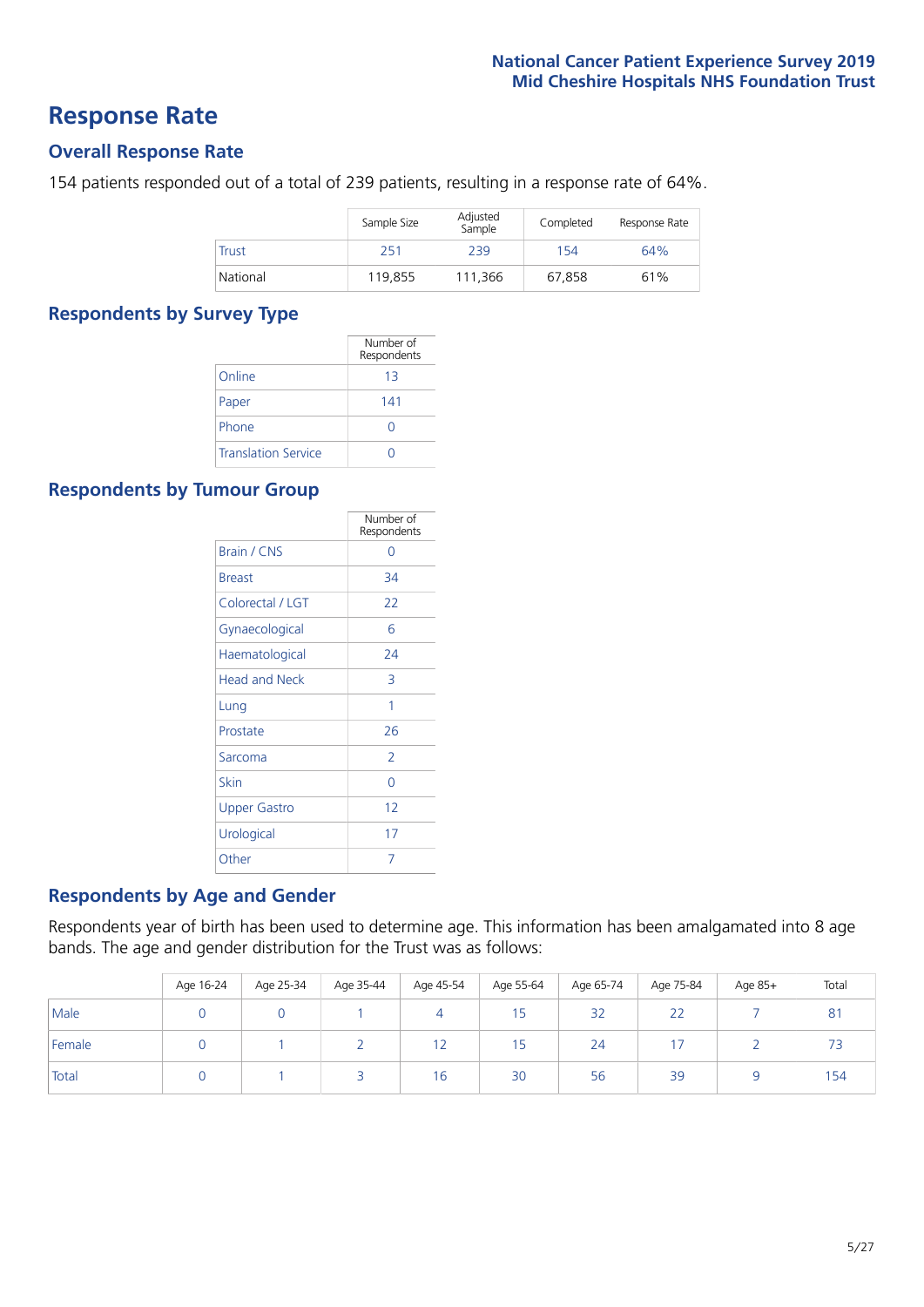# Response Rate

## Overall Response Rate

154 patients responded out of a total of 239 patients, resulting in a response rate of 64%.

| | Sample Size | Adjusted Sample | Completed | Response Rate |
|---|---|---|---|---|
| Trust | 251 | 239 | 154 | 64% |
| National | 119,855 | 111,366 | 67,858 | 61% |

## Respondents by Survey Type

| | Number of Respondents |
|---|---|
| Online | 13 |
| Paper | 141 |
| Phone | 0 |
| Translation Service | 0 |

## Respondents by Tumour Group

| | Number of Respondents |
|---|---|
| Brain / CNS | 0 |
| Breast | 34 |
| Colorectal / LGT | 22 |
| Gynaecological | 6 |
| Haematological | 24 |
| Head and Neck | 3 |
| Lung | 1 |
| Prostate | 26 |
| Sarcoma | 2 |
| Skin | 0 |
| Upper Gastro | 12 |
| Urological | 17 |
| Other | 7 |

## Respondents by Age and Gender

Respondents year of birth has been used to determine age. This information has been amalgamated into 8 age bands. The age and gender distribution for the Trust was as follows:

| | Age 16-24 | Age 25-34 | Age 35-44 | Age 45-54 | Age 55-64 | Age 65-74 | Age 75-84 | Age 85+ | Total |
|---|---|---|---|---|---|---|---|---|---|
| Male | 0 | 0 | 1 | 4 | 15 | 32 | 22 | 7 | 81 |
| Female | 0 | 1 | 2 | 12 | 15 | 24 | 17 | 2 | 73 |
| Total | 0 | 1 | 3 | 16 | 30 | 56 | 39 | 9 | 154 |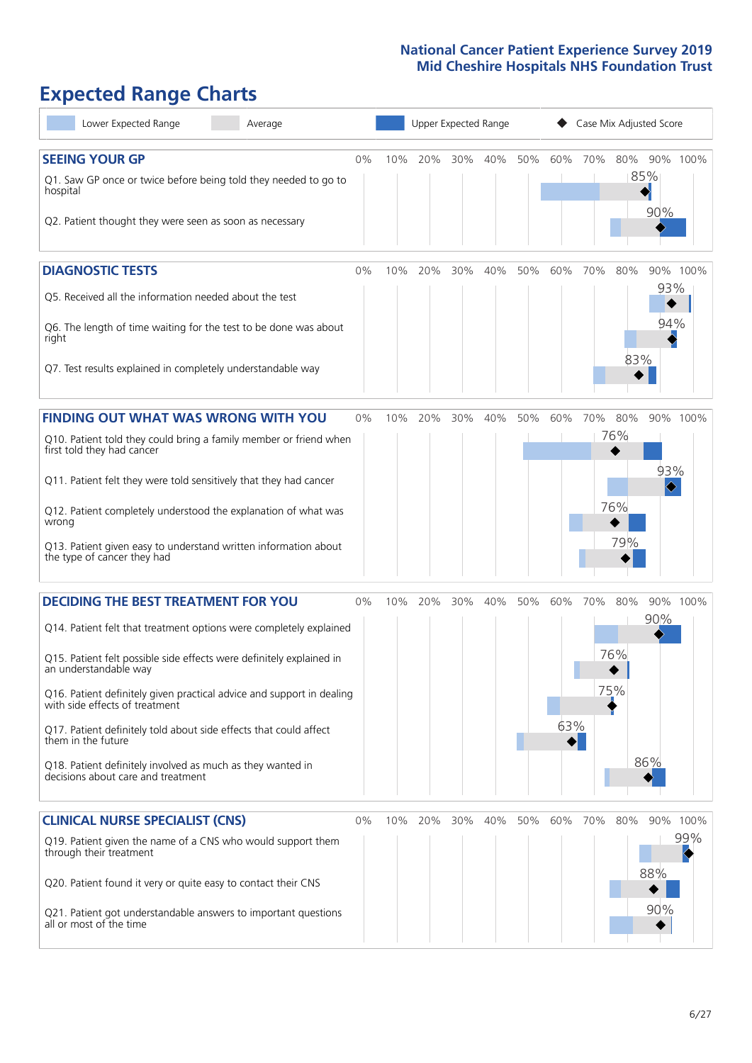# Expected Range Charts

Legend: Lower Expected Range | Average | Upper Expected Range | Case Mix Adjusted Score

## SEEING YOUR GP

| Question | Case Mix Adjusted Score |
| --- | --- |
| Q1. Saw GP once or twice before being told they needed to go to hospital | 85% |
| Q2. Patient thought they were seen as soon as necessary | 90% |

## DIAGNOSTIC TESTS

| Question | Case Mix Adjusted Score |
| --- | --- |
| Q5. Received all the information needed about the test | 93% |
| Q6. The length of time waiting for the test to be done was about right | 94% |
| Q7. Test results explained in completely understandable way | 83% |

## FINDING OUT WHAT WAS WRONG WITH YOU

| Question | Case Mix Adjusted Score |
| --- | --- |
| Q10. Patient told they could bring a family member or friend when first told they had cancer | 76% |
| Q11. Patient felt they were told sensitively that they had cancer | 93% |
| Q12. Patient completely understood the explanation of what was wrong | 76% |
| Q13. Patient given easy to understand written information about the type of cancer they had | 79% |

## DECIDING THE BEST TREATMENT FOR YOU

| Question | Case Mix Adjusted Score |
| --- | --- |
| Q14. Patient felt that treatment options were completely explained | 90% |
| Q15. Patient felt possible side effects were definitely explained in an understandable way | 76% |
| Q16. Patient definitely given practical advice and support in dealing with side effects of treatment | 75% |
| Q17. Patient definitely told about side effects that could affect them in the future | 63% |
| Q18. Patient definitely involved as much as they wanted in decisions about care and treatment | 86% |

## CLINICAL NURSE SPECIALIST (CNS)

| Question | Case Mix Adjusted Score |
| --- | --- |
| Q19. Patient given the name of a CNS who would support them through their treatment | 99% |
| Q20. Patient found it very or quite easy to contact their CNS | 88% |
| Q21. Patient got understandable answers to important questions all or most of the time | 90% |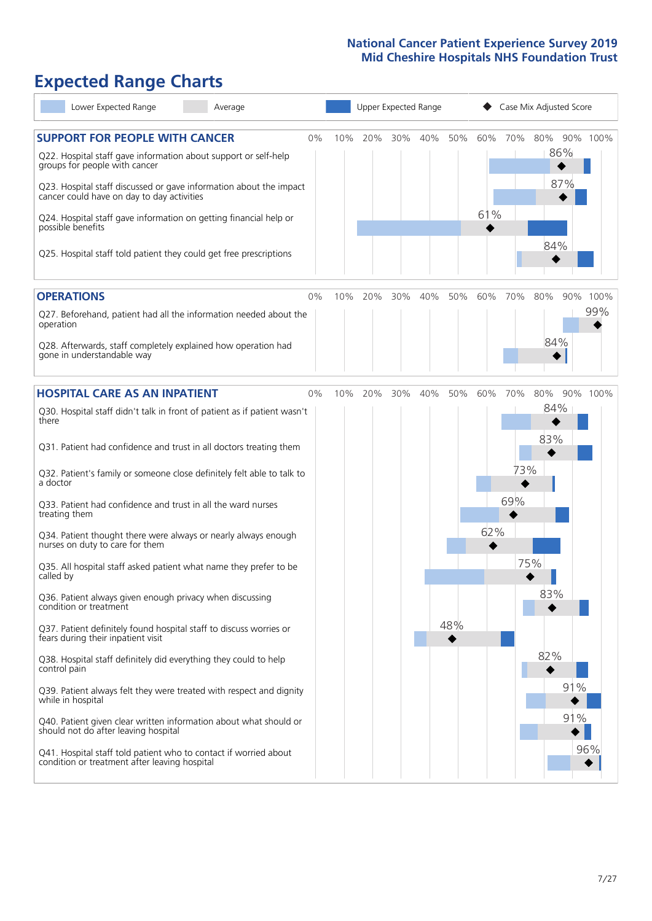# Expected Range Charts

Legend: Lower Expected Range | Average | Upper Expected Range | Case Mix Adjusted Score

## SUPPORT FOR PEOPLE WITH CANCER

| Question | Case Mix Adjusted Score |
|---|---|
| Q22. Hospital staff gave information about support or self-help groups for people with cancer | 86% |
| Q23. Hospital staff discussed or gave information about the impact cancer could have on day to day activities | 87% |
| Q24. Hospital staff gave information on getting financial help or possible benefits | 61% |
| Q25. Hospital staff told patient they could get free prescriptions | 84% |

## OPERATIONS

| Question | Case Mix Adjusted Score |
|---|---|
| Q27. Beforehand, patient had all the information needed about the operation | 99% |
| Q28. Afterwards, staff completely explained how operation had gone in understandable way | 84% |

## HOSPITAL CARE AS AN INPATIENT

| Question | Case Mix Adjusted Score |
|---|---|
| Q30. Hospital staff didn't talk in front of patient as if patient wasn't there | 84% |
| Q31. Patient had confidence and trust in all doctors treating them | 83% |
| Q32. Patient's family or someone close definitely felt able to talk to a doctor | 73% |
| Q33. Patient had confidence and trust in all the ward nurses treating them | 69% |
| Q34. Patient thought there were always or nearly always enough nurses on duty to care for them | 62% |
| Q35. All hospital staff asked patient what name they prefer to be called by | 75% |
| Q36. Patient always given enough privacy when discussing condition or treatment | 83% |
| Q37. Patient definitely found hospital staff to discuss worries or fears during their inpatient visit | 48% |
| Q38. Hospital staff definitely did everything they could to help control pain | 82% |
| Q39. Patient always felt they were treated with respect and dignity while in hospital | 91% |
| Q40. Patient given clear written information about what should or should not do after leaving hospital | 91% |
| Q41. Hospital staff told patient who to contact if worried about condition or treatment after leaving hospital | 96% |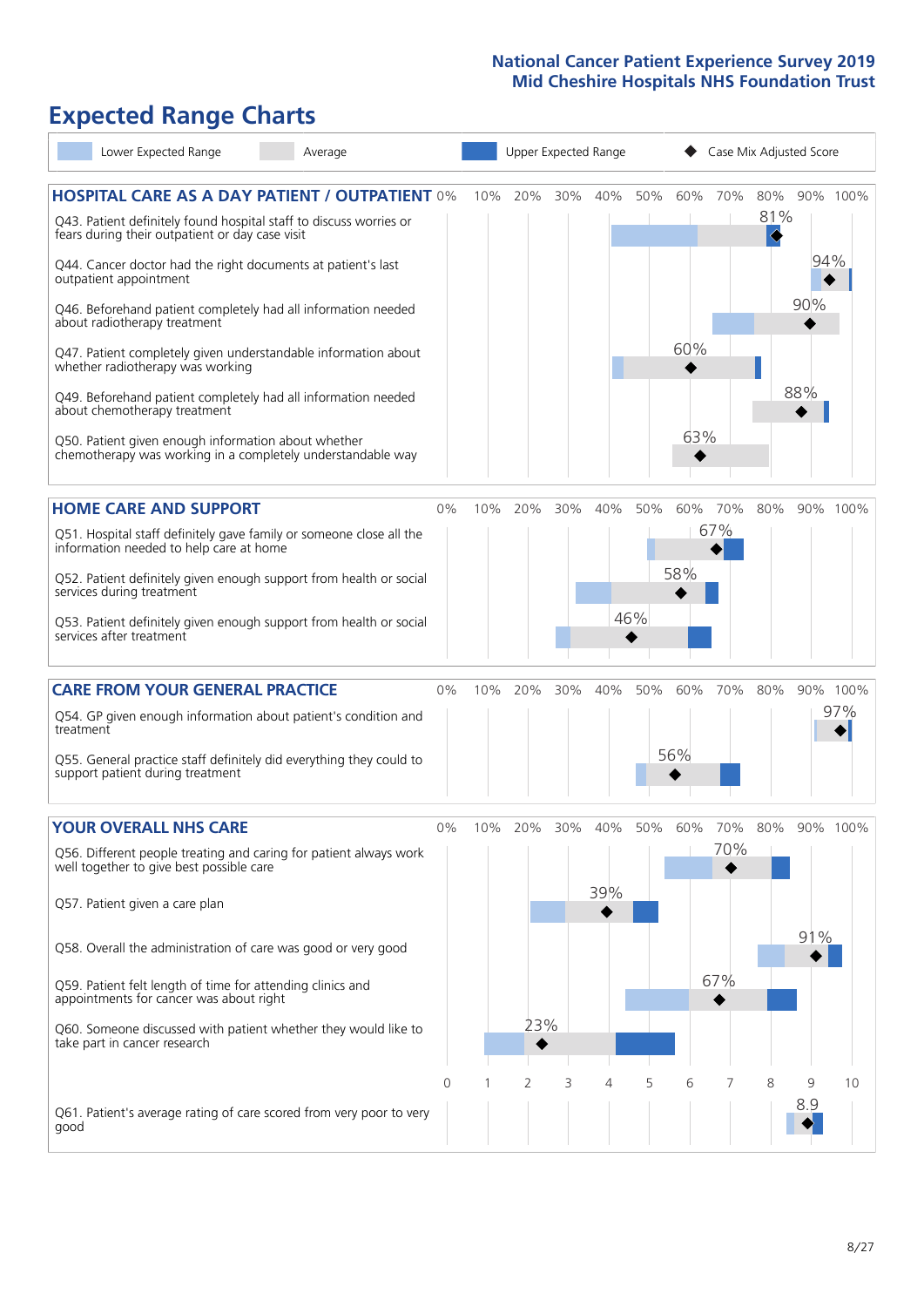National Cancer Patient Experience Survey 2019
Mid Cheshire Hospitals NHS Foundation Trust

# Expected Range Charts

Lower Expected Range | Average | Upper Expected Range | Case Mix Adjusted Score

## HOSPITAL CARE AS A DAY PATIENT / OUTPATIENT

| Question | Case Mix Adjusted Score |
| --- | --- |
| Q43. Patient definitely found hospital staff to discuss worries or fears during their outpatient or day case visit | 81% |
| Q44. Cancer doctor had the right documents at patient's last outpatient appointment | 94% |
| Q46. Beforehand patient completely had all information needed about radiotherapy treatment | 90% |
| Q47. Patient completely given understandable information about whether radiotherapy treatment was working | 60% |
| Q49. Beforehand patient completely had all information needed about chemotherapy treatment | 88% |
| Q50. Patient given enough information about whether chemotherapy was working in a completely understandable way | 63% |

## HOME CARE AND SUPPORT

| Question | Case Mix Adjusted Score |
| --- | --- |
| Q51. Hospital staff definitely gave family or someone close all the information needed to help care at home | 67% |
| Q52. Patient definitely given enough support from health or social services during treatment | 58% |
| Q53. Patient definitely given enough support from health or social services after treatment | 46% |

## CARE FROM YOUR GENERAL PRACTICE

| Question | Case Mix Adjusted Score |
| --- | --- |
| Q54. GP given enough information about patient's condition and treatment | 97% |
| Q55. General practice staff definitely did everything they could to support patient during treatment | 56% |

## YOUR OVERALL NHS CARE

| Question | Case Mix Adjusted Score |
| --- | --- |
| Q56. Different people treating and caring for patient always work well together to give best possible care | 70% |
| Q57. Patient given a care plan | 39% |
| Q58. Overall the administration of care was good or very good | 91% |
| Q59. Patient felt length of time for attending clinics and appointments for cancer was about right | 67% |
| Q60. Someone discussed with patient whether they would like to take part in cancer research | 23% |
| Q61. Patient's average rating of care scored from very poor to very good | 8.9 |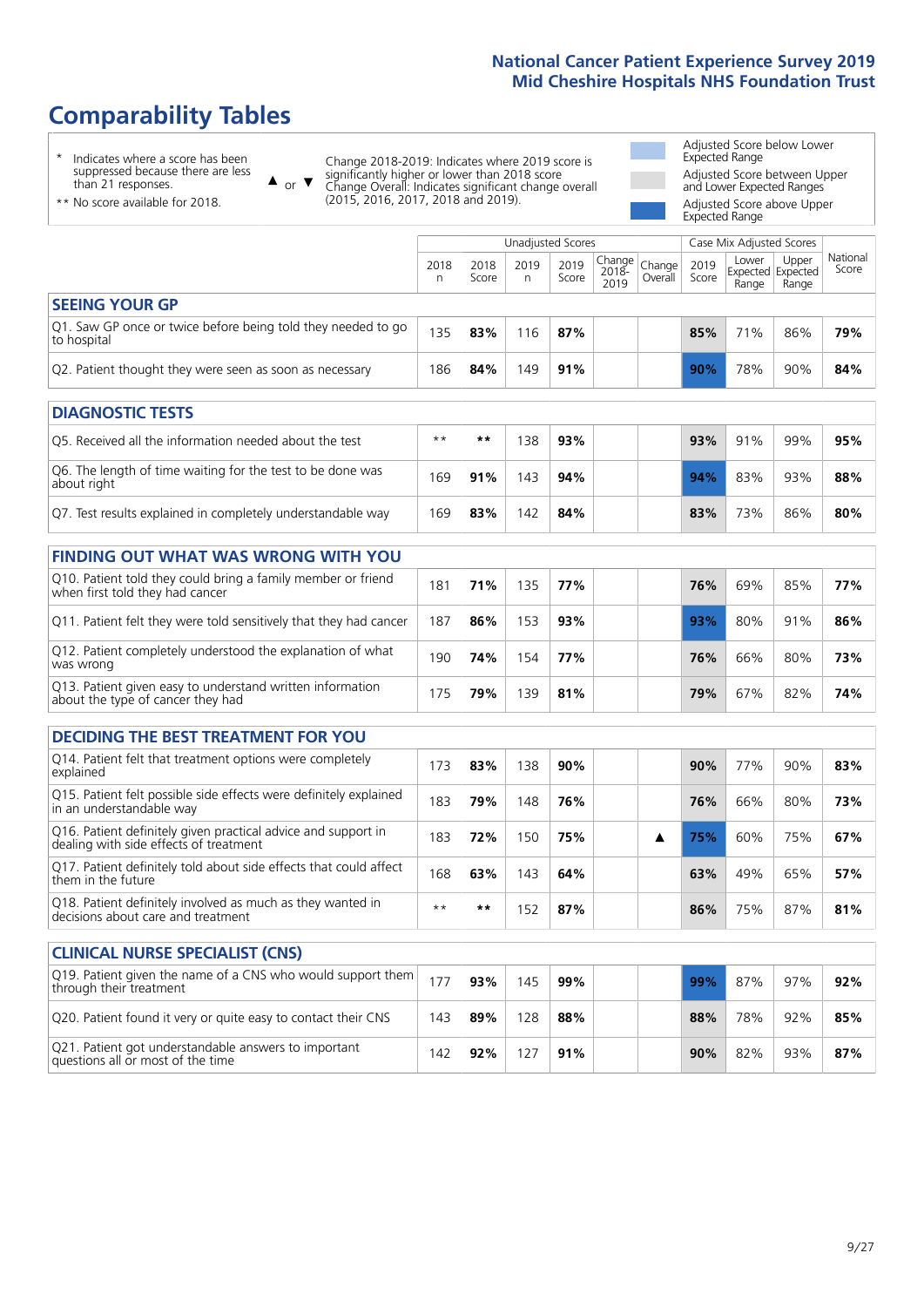# Comparability Tables

\* Indicates where a score has been suppressed because there are less than 21 responses.

\*\* No score available for 2018.

▲ or ▼ Change 2018-2019: Indicates where 2019 score is significantly higher or lower than 2018 score. Change Overall: Indicates significant change overall (2015, 2016, 2017, 2018 and 2019).

- Adjusted Score below Lower Expected Range
- Adjusted Score between Upper and Lower Expected Ranges
- Adjusted Score above Upper Expected Range

| | Unadjusted Scores | | | | | | Case Mix Adjusted Scores | | | |
|---|---|---|---|---|---|---|---|---|---|---|
| | 2018 n | 2018 Score | 2019 n | 2019 Score | Change 2018-2019 | Change Overall | 2019 Score | Lower Expected Range | Upper Expected Range | National Score |
| **SEEING YOUR GP** | | | | | | | | | | |
| Q1. Saw GP once or twice before being told they needed to go to hospital | 135 | **83%** | 116 | **87%** | | | **85%** | 71% | 86% | **79%** |
| Q2. Patient thought they were seen as soon as necessary | 186 | **84%** | 149 | **91%** | | | **90%** | 78% | 90% | **84%** |
| **DIAGNOSTIC TESTS** | | | | | | | | | | |
| Q5. Received all the information needed about the test | ** | ** | 138 | **93%** | | | **93%** | 91% | 99% | **95%** |
| Q6. The length of time waiting for the test to be done was about right | 169 | **91%** | 143 | **94%** | | | **94%** | 83% | 93% | **88%** |
| Q7. Test results explained in completely understandable way | 169 | **83%** | 142 | **84%** | | | **83%** | 73% | 86% | **80%** |
| **FINDING OUT WHAT WAS WRONG WITH YOU** | | | | | | | | | | |
| Q10. Patient told they could bring a family member or friend when first told they had cancer | 181 | **71%** | 135 | **77%** | | | **76%** | 69% | 85% | **77%** |
| Q11. Patient felt they were told sensitively that they had cancer | 187 | **86%** | 153 | **93%** | | | **93%** | 80% | 91% | **86%** |
| Q12. Patient completely understood the explanation of what was wrong | 190 | **74%** | 154 | **77%** | | | **76%** | 66% | 80% | **73%** |
| Q13. Patient given easy to understand written information about the type of cancer they had | 175 | **79%** | 139 | **81%** | | | **79%** | 67% | 82% | **74%** |
| **DECIDING THE BEST TREATMENT FOR YOU** | | | | | | | | | | |
| Q14. Patient felt that treatment options were completely explained | 173 | **83%** | 138 | **90%** | | | **90%** | 77% | 90% | **83%** |
| Q15. Patient felt possible side effects were definitely explained in an understandable way | 183 | **79%** | 148 | **76%** | | | **76%** | 66% | 80% | **73%** |
| Q16. Patient definitely given practical advice and support in dealing with side effects of treatment | 183 | **72%** | 150 | **75%** | | ▲ | **75%** | 60% | 75% | **67%** |
| Q17. Patient definitely told about side effects that could affect them in the future | 168 | **63%** | 143 | **64%** | | | **63%** | 49% | 65% | **57%** |
| Q18. Patient definitely involved as much as they wanted in decisions about care and treatment | ** | ** | 152 | **87%** | | | **86%** | 75% | 87% | **81%** |
| **CLINICAL NURSE SPECIALIST (CNS)** | | | | | | | | | | |
| Q19. Patient given the name of a CNS who would support them through their treatment | 177 | **93%** | 145 | **99%** | | | **99%** | 87% | 97% | **92%** |
| Q20. Patient found it very or quite easy to contact their CNS | 143 | **89%** | 128 | **88%** | | | **88%** | 78% | 92% | **85%** |
| Q21. Patient got understandable answers to important questions all or most of the time | 142 | **92%** | 127 | **91%** | | | **90%** | 82% | 93% | **87%** |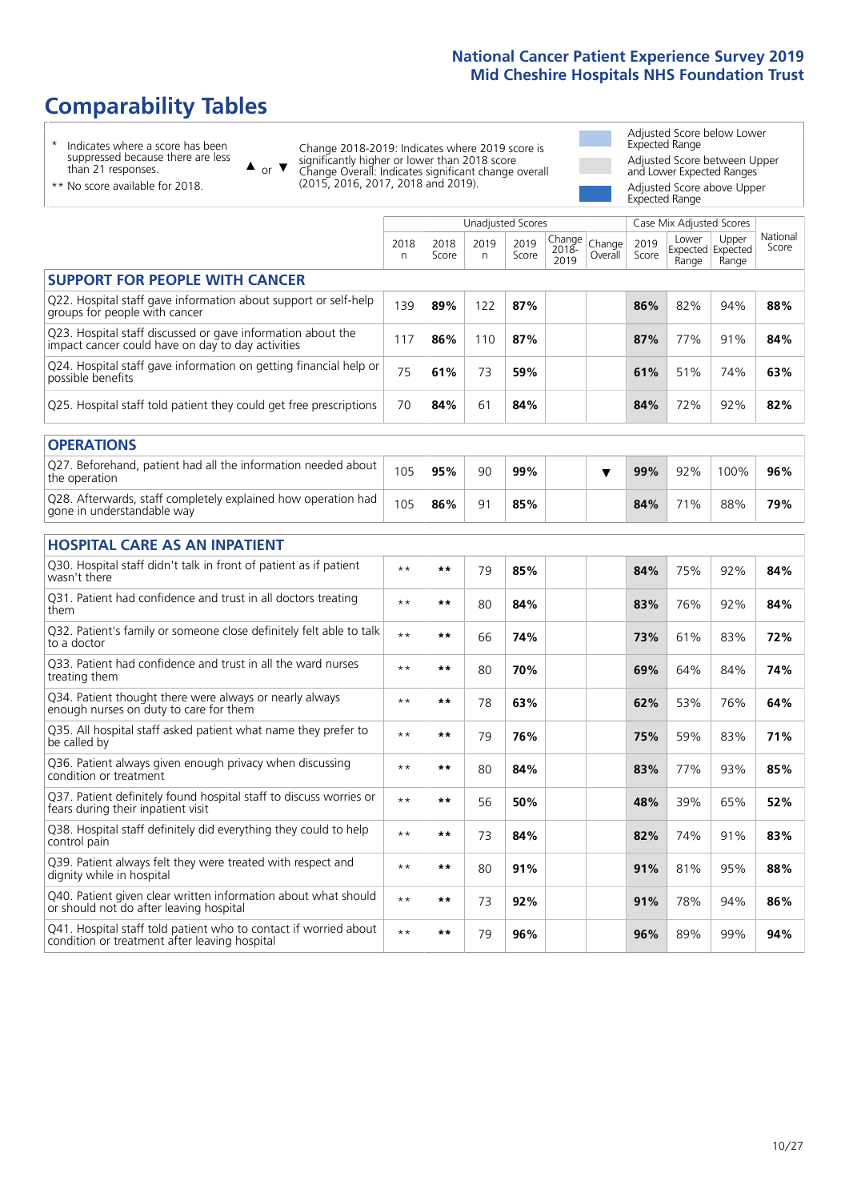# Comparability Tables

\* Indicates where a score has been suppressed because there are less than 21 responses.

\*\* No score available for 2018.

▲ or ▼ Change 2018-2019: Indicates where 2019 score is significantly higher or lower than 2018 score. Change Overall: Indicates significant change overall (2015, 2016, 2017, 2018 and 2019).

Adjusted Score below Lower Expected Range

Adjusted Score between Upper and Lower Expected Ranges

Adjusted Score above Upper Expected Range

| | Unadjusted Scores | | | | | | Case Mix Adjusted Scores | | | National Score |
|---|---|---|---|---|---|---|---|---|---|---|
| | 2018 n | 2018 Score | 2019 n | 2019 Score | Change 2018-2019 | Change Overall | 2019 Score | Lower Expected Range | Upper Expected Range | National Score |
| **SUPPORT FOR PEOPLE WITH CANCER** | | | | | | | | | | |
| Q22. Hospital staff gave information about support or self-help groups for people with cancer | 139 | **89%** | 122 | **87%** | | | **86%** | 82% | 94% | **88%** |
| Q23. Hospital staff discussed or gave information about the impact cancer could have on day to day activities | 117 | **86%** | 110 | **87%** | | | **87%** | 77% | 91% | **84%** |
| Q24. Hospital staff gave information on getting financial help or possible benefits | 75 | **61%** | 73 | **59%** | | | **61%** | 51% | 74% | **63%** |
| Q25. Hospital staff told patient they could get free prescriptions | 70 | **84%** | 61 | **84%** | | | **84%** | 72% | 92% | **82%** |
| **OPERATIONS** | | | | | | | | | | |
| Q27. Beforehand, patient had all the information needed about the operation | 105 | **95%** | 90 | **99%** | | ▼ | **99%** | 92% | 100% | **96%** |
| Q28. Afterwards, staff completely explained how operation had gone in understandable way | 105 | **86%** | 91 | **85%** | | | **84%** | 71% | 88% | **79%** |
| **HOSPITAL CARE AS AN INPATIENT** | | | | | | | | | | |
| Q30. Hospital staff didn't talk in front of patient as if patient wasn't there | \*\* | **\*\*** | 79 | **85%** | | | **84%** | 75% | 92% | **84%** |
| Q31. Patient had confidence and trust in all doctors treating them | \*\* | **\*\*** | 80 | **84%** | | | **83%** | 76% | 92% | **84%** |
| Q32. Patient's family or someone close definitely felt able to talk to a doctor | \*\* | **\*\*** | 66 | **74%** | | | **73%** | 61% | 83% | **72%** |
| Q33. Patient had confidence and trust in all the ward nurses treating them | \*\* | **\*\*** | 80 | **70%** | | | **69%** | 64% | 84% | **74%** |
| Q34. Patient thought there were always or nearly always enough nurses on duty to care for them | \*\* | **\*\*** | 78 | **63%** | | | **62%** | 53% | 76% | **64%** |
| Q35. All hospital staff asked patient what name they prefer to be called by | \*\* | **\*\*** | 79 | **76%** | | | **75%** | 59% | 83% | **71%** |
| Q36. Patient always given enough privacy when discussing condition or treatment | \*\* | **\*\*** | 80 | **84%** | | | **83%** | 77% | 93% | **85%** |
| Q37. Patient definitely found hospital staff to discuss worries or fears during their inpatient visit | \*\* | **\*\*** | 56 | **50%** | | | **48%** | 39% | 65% | **52%** |
| Q38. Hospital staff definitely did everything they could to help control pain | \*\* | **\*\*** | 73 | **84%** | | | **82%** | 74% | 91% | **83%** |
| Q39. Patient always felt they were treated with respect and dignity while in hospital | \*\* | **\*\*** | 80 | **91%** | | | **91%** | 81% | 95% | **88%** |
| Q40. Patient given clear written information about what should or should not do after leaving hospital | \*\* | **\*\*** | 73 | **92%** | | | **91%** | 78% | 94% | **86%** |
| Q41. Hospital staff told patient who to contact if worried about condition or treatment after leaving hospital | \*\* | **\*\*** | 79 | **96%** | | | **96%** | 89% | 99% | **94%** |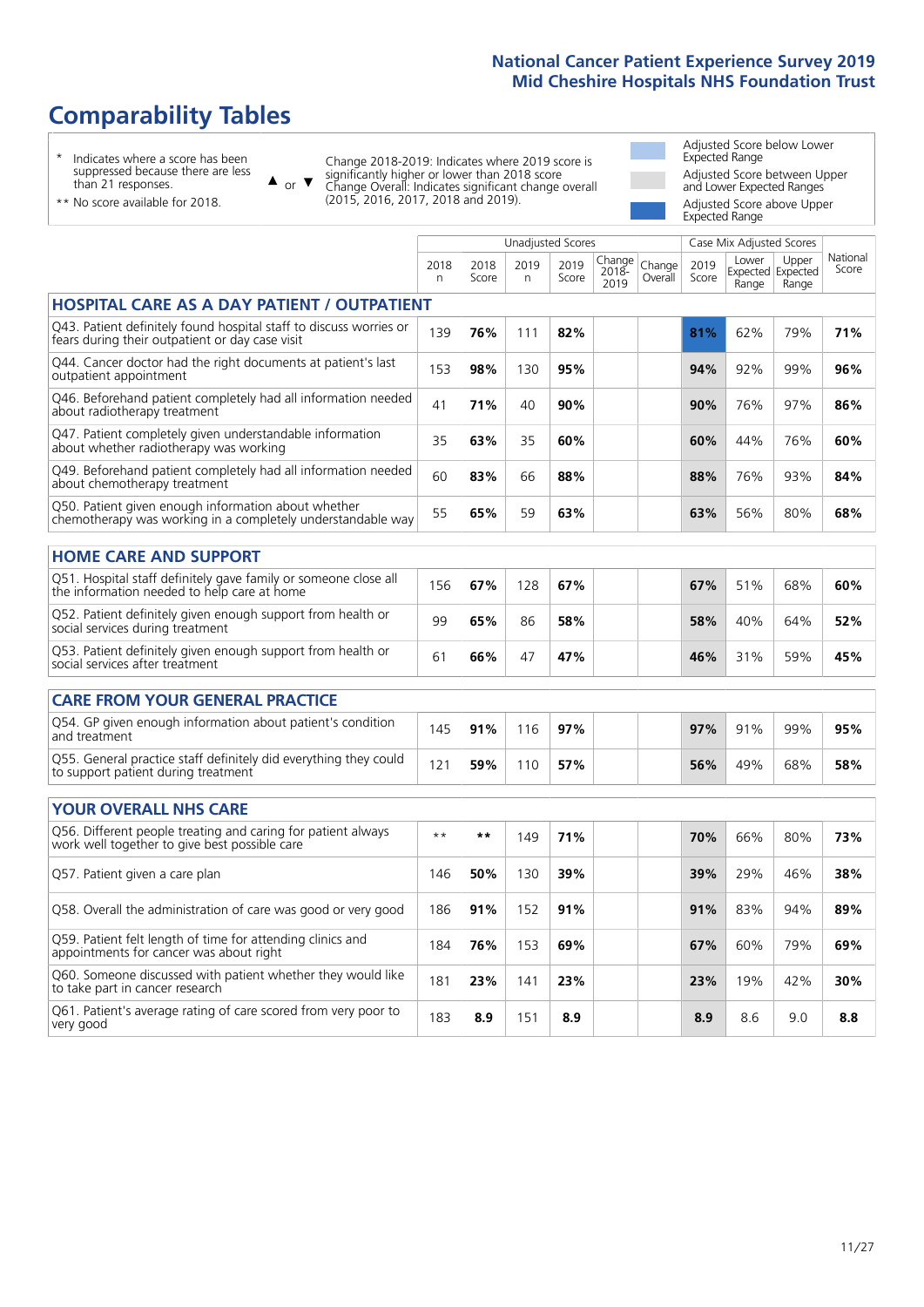# Comparability Tables

\* Indicates where a score has been suppressed because there are less than 21 responses.

\*\* No score available for 2018.

▲ or ▼ Change 2018-2019: Indicates where 2019 score is significantly higher or lower than 2018 score Change Overall: Indicates significant change overall (2015, 2016, 2017, 2018 and 2019).

Adjusted Score below Lower Expected Range

Adjusted Score between Upper and Lower Expected Ranges

Adjusted Score above Upper Expected Range

| | Unadjusted Scores | | | | | | Case Mix Adjusted Scores | | | |
|---|---|---|---|---|---|---|---|---|---|---|
| | 2018 n | 2018 Score | 2019 n | 2019 Score | Change 2018-2019 | Change Overall | 2019 Score | Lower Expected Range | Upper Expected Range | National Score |
| **HOSPITAL CARE AS A DAY PATIENT / OUTPATIENT** | | | | | | | | | | |
| Q43. Patient definitely found hospital staff to discuss worries or fears during their outpatient or day case visit | 139 | 76% | 111 | 82% | | | 81% | 62% | 79% | 71% |
| Q44. Cancer doctor had the right documents at patient's last outpatient appointment | 153 | 98% | 130 | 95% | | | 94% | 92% | 99% | 96% |
| Q46. Beforehand patient completely had all information needed about radiotherapy treatment | 41 | 71% | 40 | 90% | | | 90% | 76% | 97% | 86% |
| Q47. Patient completely given understandable information about whether radiotherapy was working | 35 | 63% | 35 | 60% | | | 60% | 44% | 76% | 60% |
| Q49. Beforehand patient completely had all information needed about chemotherapy treatment | 60 | 83% | 66 | 88% | | | 88% | 76% | 93% | 84% |
| Q50. Patient given enough information about whether chemotherapy was working in a completely understandable way | 55 | 65% | 59 | 63% | | | 63% | 56% | 80% | 68% |
| **HOME CARE AND SUPPORT** | | | | | | | | | | |
| Q51. Hospital staff definitely gave family or someone close all the information needed to help care at home | 156 | 67% | 128 | 67% | | | 67% | 51% | 68% | 60% |
| Q52. Patient definitely given enough support from health or social services during treatment | 99 | 65% | 86 | 58% | | | 58% | 40% | 64% | 52% |
| Q53. Patient definitely given enough support from health or social services after treatment | 61 | 66% | 47 | 47% | | | 46% | 31% | 59% | 45% |
| **CARE FROM YOUR GENERAL PRACTICE** | | | | | | | | | | |
| Q54. GP given enough information about patient's condition and treatment | 145 | 91% | 116 | 97% | | | 97% | 91% | 99% | 95% |
| Q55. General practice staff definitely did everything they could to support patient during treatment | 121 | 59% | 110 | 57% | | | 56% | 49% | 68% | 58% |
| **YOUR OVERALL NHS CARE** | | | | | | | | | | |
| Q56. Different people treating and caring for patient always work well together to give best possible care | ** | ** | 149 | 71% | | | 70% | 66% | 80% | 73% |
| Q57. Patient given a care plan | 146 | 50% | 130 | 39% | | | 39% | 29% | 46% | 38% |
| Q58. Overall the administration of care was good or very good | 186 | 91% | 152 | 91% | | | 91% | 83% | 94% | 89% |
| Q59. Patient felt length of time for attending clinics and appointments for cancer was about right | 184 | 76% | 153 | 69% | | | 67% | 60% | 79% | 69% |
| Q60. Someone discussed with patient whether they would like to take part in cancer research | 181 | 23% | 141 | 23% | | | 23% | 19% | 42% | 30% |
| Q61. Patient's average rating of care scored from very poor to very good | 183 | 8.9 | 151 | 8.9 | | | 8.9 | 8.6 | 9.0 | 8.8 |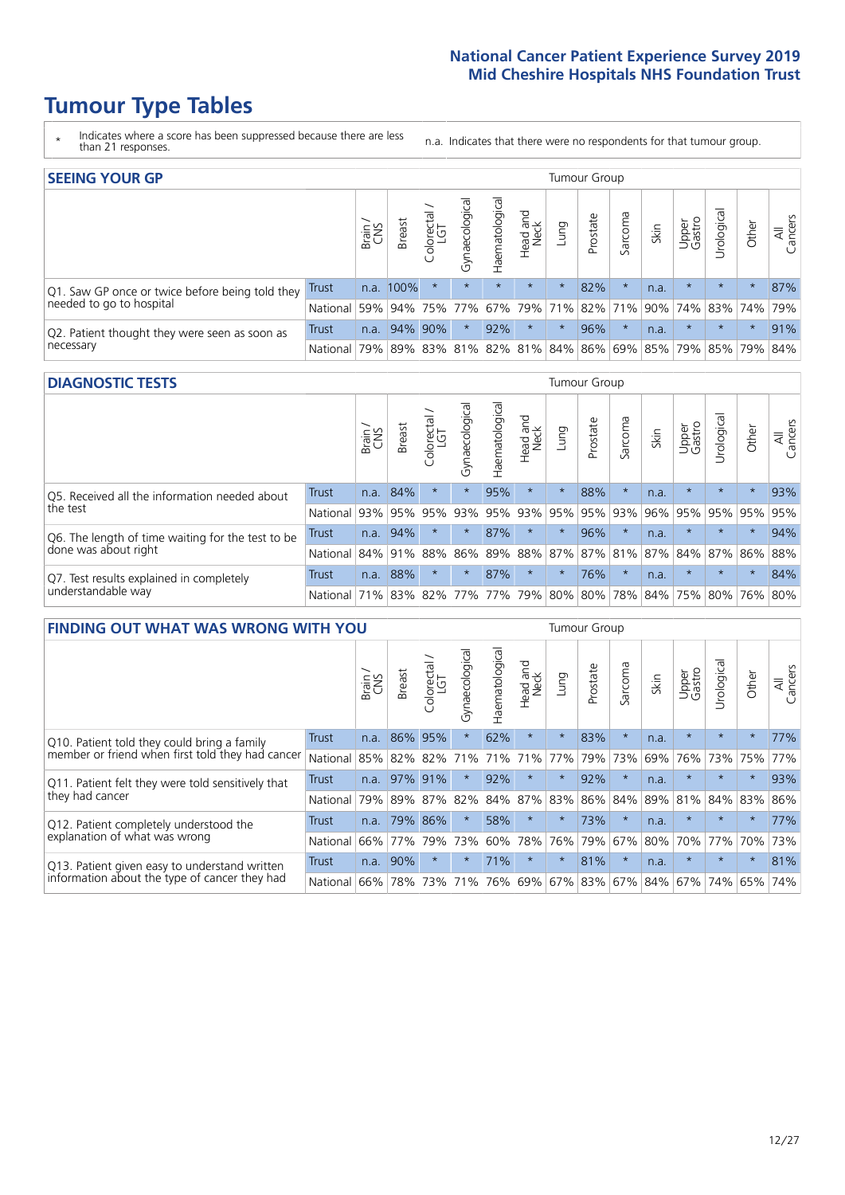# Tumour Type Tables

\* Indicates where a score has been suppressed because there are less than 21 responses.

n.a. Indicates that there were no respondents for that tumour group.

## SEEING YOUR GP

| | | Brain / CNS | Breast | Colorectal / LGT | Gynaecological | Haematological | Head and Neck | Lung | Prostate | Sarcoma | Skin | Upper Gastro | Urological | Other | All Cancers |
|---|---|---|---|---|---|---|---|---|---|---|---|---|---|---|---|
| Q1. Saw GP once or twice before being told they needed to go to hospital | Trust | n.a. | 100% | * | * | * | * | * | 82% | * | n.a. | * | * | * | 87% |
| | National | 59% | 94% | 75% | 77% | 67% | 79% | 71% | 82% | 71% | 90% | 74% | 83% | 74% | 79% |
| Q2. Patient thought they were seen as soon as necessary | Trust | n.a. | 94% | 90% | * | 92% | * | * | 96% | * | n.a. | * | * | * | 91% |
| | National | 79% | 89% | 83% | 81% | 82% | 81% | 84% | 86% | 69% | 85% | 79% | 85% | 79% | 84% |

## DIAGNOSTIC TESTS

| | | Brain / CNS | Breast | Colorectal / LGT | Gynaecological | Haematological | Head and Neck | Lung | Prostate | Sarcoma | Skin | Upper Gastro | Urological | Other | All Cancers |
|---|---|---|---|---|---|---|---|---|---|---|---|---|---|---|---|
| Q5. Received all the information needed about the test | Trust | n.a. | 84% | * | * | 95% | * | * | 88% | * | n.a. | * | * | * | 93% |
| | National | 93% | 95% | 95% | 93% | 95% | 93% | 95% | 95% | 93% | 96% | 95% | 95% | 95% | 95% |
| Q6. The length of time waiting for the test to be done was about right | Trust | n.a. | 94% | * | * | 87% | * | * | 96% | * | n.a. | * | * | * | 94% |
| | National | 84% | 91% | 88% | 86% | 89% | 88% | 87% | 87% | 81% | 87% | 84% | 87% | 86% | 88% |
| Q7. Test results explained in completely understandable way | Trust | n.a. | 88% | * | * | 87% | * | * | 76% | * | n.a. | * | * | * | 84% |
| | National | 71% | 83% | 82% | 77% | 77% | 79% | 80% | 80% | 78% | 84% | 75% | 80% | 76% | 80% |

## FINDING OUT WHAT WAS WRONG WITH YOU

| | | Brain / CNS | Breast | Colorectal / LGT | Gynaecological | Haematological | Head and Neck | Lung | Prostate | Sarcoma | Skin | Upper Gastro | Urological | Other | All Cancers |
|---|---|---|---|---|---|---|---|---|---|---|---|---|---|---|---|
| Q10. Patient told they could bring a family member or friend when first told they had cancer | Trust | n.a. | 86% | 95% | * | 62% | * | * | 83% | * | n.a. | * | * | * | 77% |
| | National | 85% | 82% | 82% | 71% | 71% | 71% | 77% | 79% | 73% | 69% | 76% | 73% | 75% | 77% |
| Q11. Patient felt they were told sensitively that they had cancer | Trust | n.a. | 97% | 91% | * | 92% | * | * | 92% | * | n.a. | * | * | * | 93% |
| | National | 79% | 89% | 87% | 82% | 84% | 87% | 83% | 86% | 84% | 89% | 81% | 84% | 83% | 86% |
| Q12. Patient completely understood the explanation of what was wrong | Trust | n.a. | 79% | 86% | * | 58% | * | * | 73% | * | n.a. | * | * | * | 77% |
| | National | 66% | 77% | 79% | 73% | 60% | 78% | 76% | 79% | 67% | 80% | 70% | 77% | 70% | 73% |
| Q13. Patient given easy to understand written information about the type of cancer they had | Trust | n.a. | 90% | * | * | 71% | * | * | 81% | * | n.a. | * | * | * | 81% |
| | National | 66% | 78% | 73% | 71% | 76% | 69% | 67% | 83% | 67% | 84% | 67% | 74% | 65% | 74% |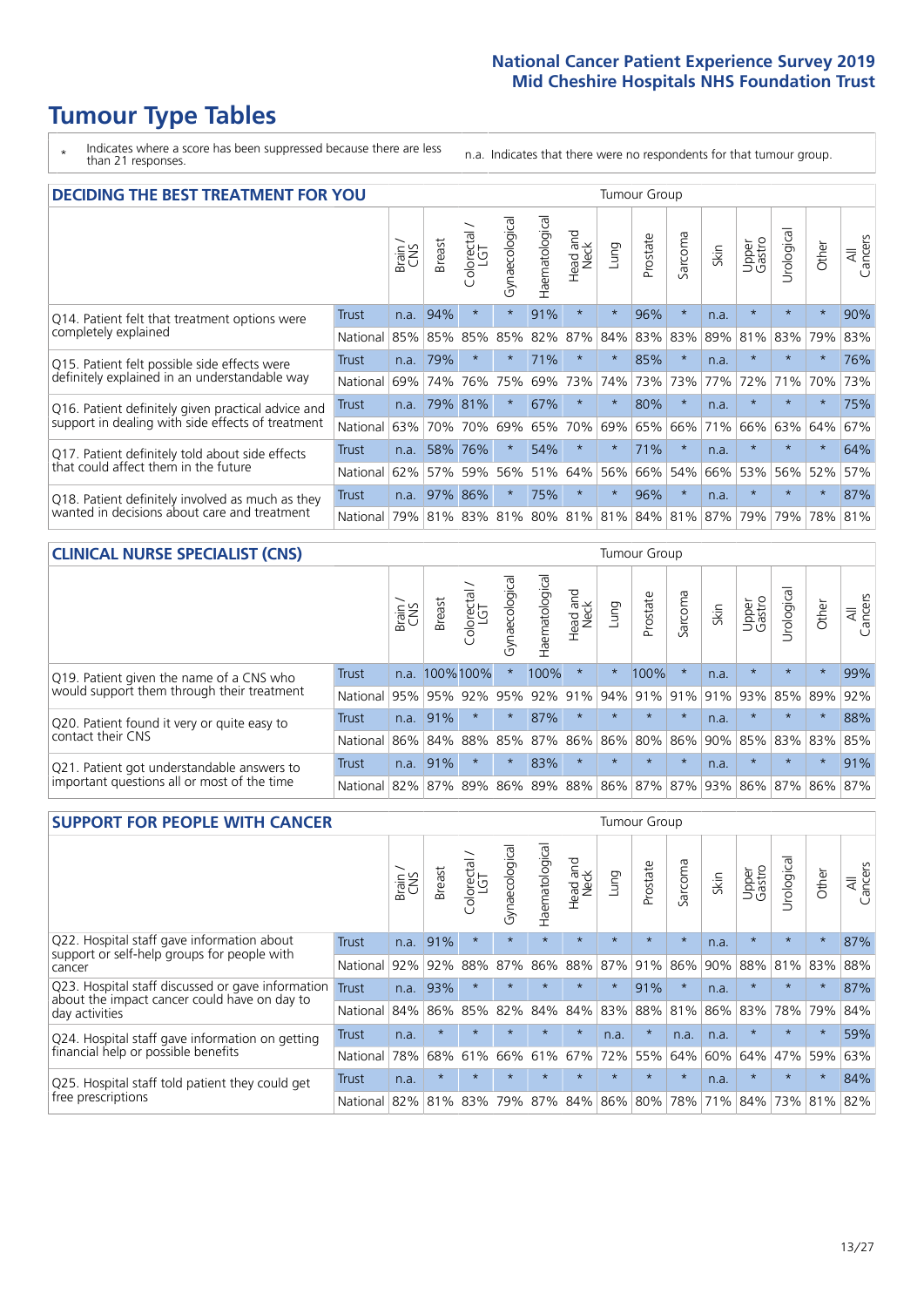# Tumour Type Tables

\* Indicates where a score has been suppressed because there are less than 21 responses.

n.a. Indicates that there were no respondents for that tumour group.

## DECIDING THE BEST TREATMENT FOR YOU

| | | Brain / CNS | Breast | Colorectal / LGT | Gynaecological | Haematological | Head and Neck | Lung | Prostate | Sarcoma | Skin | Upper Gastro | Urological | Other | All Cancers |
|---|---|---|---|---|---|---|---|---|---|---|---|---|---|---|---|
| Q14. Patient felt that treatment options were completely explained | Trust | n.a. | 94% | * | * | 91% | * | * | 96% | * | n.a. | * | * | * | 90% |
| | National | 85% | 85% | 85% | 85% | 82% | 87% | 84% | 83% | 83% | 89% | 81% | 83% | 79% | 83% |
| Q15. Patient felt possible side effects were definitely explained in an understandable way | Trust | n.a. | 79% | * | * | 71% | * | * | 85% | * | n.a. | * | * | * | 76% |
| | National | 69% | 74% | 76% | 75% | 69% | 73% | 74% | 73% | 73% | 77% | 72% | 71% | 70% | 73% |
| Q16. Patient definitely given practical advice and support in dealing with side effects of treatment | Trust | n.a. | 79% | 81% | * | 67% | * | * | 80% | * | n.a. | * | * | * | 75% |
| | National | 63% | 70% | 70% | 69% | 65% | 70% | 69% | 65% | 66% | 71% | 66% | 63% | 64% | 67% |
| Q17. Patient definitely told about side effects that could affect them in the future | Trust | n.a. | 58% | 76% | * | 54% | * | * | 71% | * | n.a. | * | * | * | 64% |
| | National | 62% | 57% | 59% | 56% | 51% | 64% | 56% | 66% | 54% | 66% | 53% | 56% | 52% | 57% |
| Q18. Patient definitely involved as much as they wanted in decisions about care and treatment | Trust | n.a. | 97% | 86% | * | 75% | * | * | 96% | * | n.a. | * | * | * | 87% |
| | National | 79% | 81% | 83% | 81% | 80% | 81% | 81% | 84% | 81% | 87% | 79% | 79% | 78% | 81% |

## CLINICAL NURSE SPECIALIST (CNS)

| | | Brain / CNS | Breast | Colorectal / LGT | Gynaecological | Haematological | Head and Neck | Lung | Prostate | Sarcoma | Skin | Upper Gastro | Urological | Other | All Cancers |
|---|---|---|---|---|---|---|---|---|---|---|---|---|---|---|---|
| Q19. Patient given the name of a CNS who would support them through their treatment | Trust | n.a. | 100% | 100% | * | 100% | * | * | 100% | * | n.a. | * | * | * | 99% |
| | National | 95% | 95% | 92% | 95% | 92% | 91% | 94% | 91% | 91% | 91% | 93% | 85% | 89% | 92% |
| Q20. Patient found it very or quite easy to contact their CNS | Trust | n.a. | 91% | * | * | 87% | * | * | * | * | n.a. | * | * | * | 88% |
| | National | 86% | 84% | 88% | 85% | 87% | 86% | 86% | 80% | 86% | 90% | 85% | 83% | 83% | 85% |
| Q21. Patient got understandable answers to important questions all or most of the time | Trust | n.a. | 91% | * | * | 83% | * | * | * | * | n.a. | * | * | * | 91% |
| | National | 82% | 87% | 89% | 86% | 89% | 88% | 86% | 87% | 87% | 93% | 86% | 87% | 86% | 87% |

## SUPPORT FOR PEOPLE WITH CANCER

| | | Brain / CNS | Breast | Colorectal / LGT | Gynaecological | Haematological | Head and Neck | Lung | Prostate | Sarcoma | Skin | Upper Gastro | Urological | Other | All Cancers |
|---|---|---|---|---|---|---|---|---|---|---|---|---|---|---|---|
| Q22. Hospital staff gave information about support or self-help groups for people with cancer | Trust | n.a. | 91% | * | * | * | * | * | * | * | n.a. | * | * | * | 87% |
| | National | 92% | 92% | 88% | 87% | 86% | 88% | 87% | 91% | 86% | 90% | 88% | 81% | 83% | 88% |
| Q23. Hospital staff discussed or gave information about the impact cancer could have on day to day activities | Trust | n.a. | 93% | * | * | * | * | * | 91% | * | n.a. | * | * | * | 87% |
| | National | 84% | 86% | 85% | 82% | 84% | 84% | 83% | 88% | 81% | 86% | 83% | 78% | 79% | 84% |
| Q24. Hospital staff gave information on getting financial help or possible benefits | Trust | n.a. | * | * | * | * | * | n.a. | * | n.a. | n.a. | * | * | * | 59% |
| | National | 78% | 68% | 61% | 66% | 61% | 67% | 72% | 55% | 64% | 60% | 64% | 47% | 59% | 63% |
| Q25. Hospital staff told patient they could get free prescriptions | Trust | n.a. | * | * | * | * | * | * | * | * | n.a. | * | * | * | 84% |
| | National | 82% | 81% | 83% | 79% | 87% | 84% | 86% | 80% | 78% | 71% | 84% | 73% | 81% | 82% |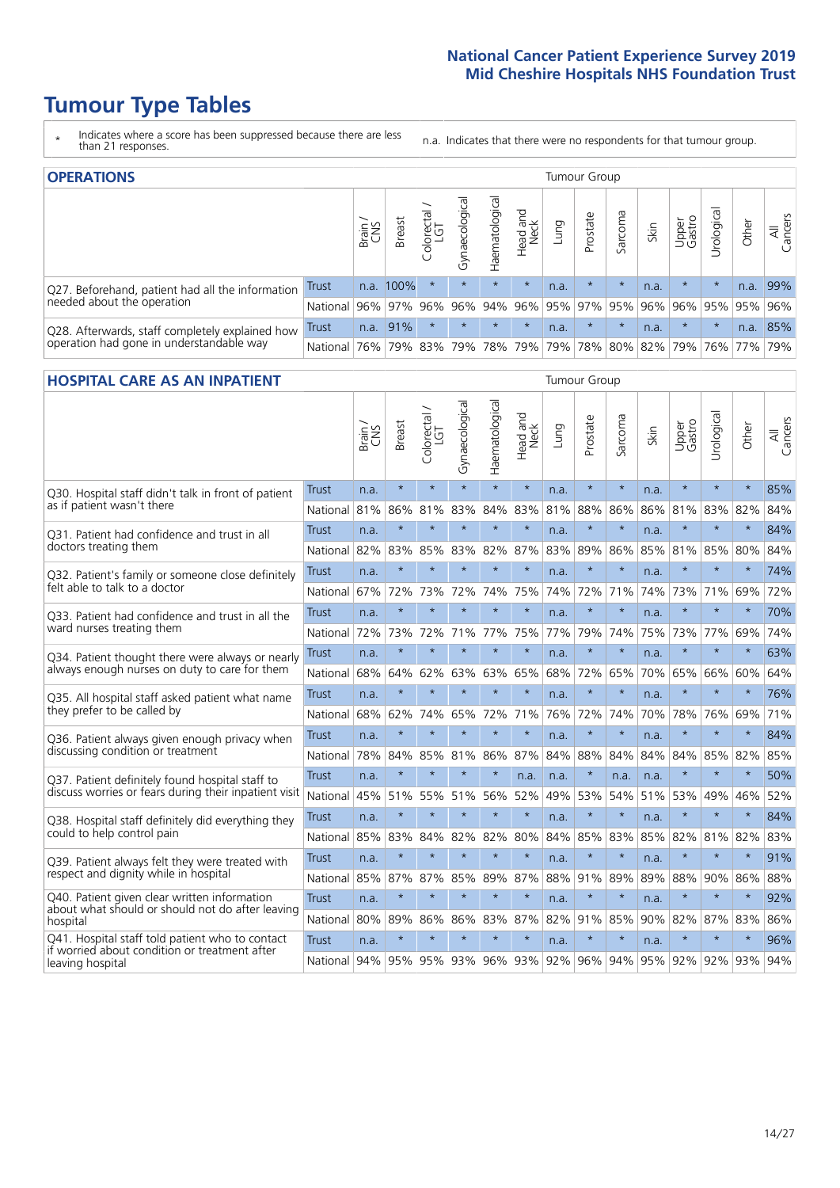# Tumour Type Tables

\* Indicates where a score has been suppressed because there are less than 21 responses.

n.a. Indicates that there were no respondents for that tumour group.

## OPERATIONS

| | | Brain / CNS | Breast | Colorectal / LGT | Gynaecological | Haematological | Head and Neck | Lung | Prostate | Sarcoma | Skin | Upper Gastro | Urological | Other | All Cancers |
|---|---|---|---|---|---|---|---|---|---|---|---|---|---|---|---|
| Q27. Beforehand, patient had all the information needed about the operation | Trust | n.a. | 100% | * | * | * | * | n.a. | * | * | n.a. | * | * | n.a. | 99% |
| | National | 96% | 97% | 96% | 96% | 94% | 96% | 95% | 97% | 95% | 96% | 96% | 95% | 95% | 96% |
| Q28. Afterwards, staff completely explained how operation had gone in understandable way | Trust | n.a. | 91% | * | * | * | * | n.a. | * | * | n.a. | * | * | n.a. | 85% |
| | National | 76% | 79% | 83% | 79% | 78% | 79% | 79% | 78% | 80% | 82% | 79% | 76% | 77% | 79% |

## HOSPITAL CARE AS AN INPATIENT

| | | Brain / CNS | Breast | Colorectal / LGT | Gynaecological | Haematological | Head and Neck | Lung | Prostate | Sarcoma | Skin | Upper Gastro | Urological | Other | All Cancers |
|---|---|---|---|---|---|---|---|---|---|---|---|---|---|---|---|
| Q30. Hospital staff didn't talk in front of patient as if patient wasn't there | Trust | n.a. | * | * | * | * | * | n.a. | * | * | n.a. | * | * | * | 85% |
| | National | 81% | 86% | 81% | 83% | 84% | 83% | 81% | 88% | 86% | 86% | 81% | 83% | 82% | 84% |
| Q31. Patient had confidence and trust in all doctors treating them | Trust | n.a. | * | * | * | * | * | n.a. | * | * | n.a. | * | * | * | 84% |
| | National | 82% | 83% | 85% | 83% | 82% | 87% | 83% | 89% | 86% | 85% | 81% | 85% | 80% | 84% |
| Q32. Patient's family or someone close definitely felt able to talk to a doctor | Trust | n.a. | * | * | * | * | * | n.a. | * | * | n.a. | * | * | * | 74% |
| | National | 67% | 72% | 73% | 72% | 74% | 75% | 74% | 72% | 71% | 74% | 73% | 71% | 69% | 72% |
| Q33. Patient had confidence and trust in all the ward nurses treating them | Trust | n.a. | * | * | * | * | * | n.a. | * | * | n.a. | * | * | * | 70% |
| | National | 72% | 73% | 72% | 71% | 77% | 75% | 77% | 79% | 74% | 75% | 73% | 77% | 69% | 74% |
| Q34. Patient thought there were always or nearly always enough nurses on duty to care for them | Trust | n.a. | * | * | * | * | * | n.a. | * | * | n.a. | * | * | * | 63% |
| | National | 68% | 64% | 62% | 63% | 63% | 65% | 68% | 72% | 65% | 70% | 65% | 66% | 60% | 64% |
| Q35. All hospital staff asked patient what name they prefer to be called by | Trust | n.a. | * | * | * | * | * | n.a. | * | * | n.a. | * | * | * | 76% |
| | National | 68% | 62% | 74% | 65% | 72% | 71% | 76% | 72% | 74% | 70% | 78% | 76% | 69% | 71% |
| Q36. Patient always given enough privacy when discussing condition or treatment | Trust | n.a. | * | * | * | * | * | n.a. | * | * | n.a. | * | * | * | 84% |
| | National | 78% | 84% | 85% | 81% | 86% | 87% | 84% | 88% | 84% | 84% | 84% | 85% | 82% | 85% |
| Q37. Patient definitely found hospital staff to discuss worries or fears during their inpatient visit | Trust | n.a. | * | * | * | * | n.a. | n.a. | * | n.a. | n.a. | * | * | * | 50% |
| | National | 45% | 51% | 55% | 51% | 56% | 52% | 49% | 53% | 54% | 51% | 53% | 49% | 46% | 52% |
| Q38. Hospital staff definitely did everything they could to help control pain | Trust | n.a. | * | * | * | * | * | n.a. | * | * | n.a. | * | * | * | 84% |
| | National | 85% | 83% | 84% | 82% | 82% | 80% | 84% | 85% | 83% | 85% | 82% | 81% | 82% | 83% |
| Q39. Patient always felt they were treated with respect and dignity while in hospital | Trust | n.a. | * | * | * | * | * | n.a. | * | * | n.a. | * | * | * | 91% |
| | National | 85% | 87% | 87% | 85% | 89% | 87% | 88% | 91% | 89% | 89% | 88% | 90% | 86% | 88% |
| Q40. Patient given clear written information about what should or should not do after leaving hospital | Trust | n.a. | * | * | * | * | * | n.a. | * | * | n.a. | * | * | * | 92% |
| | National | 80% | 89% | 86% | 86% | 83% | 87% | 82% | 91% | 85% | 90% | 82% | 87% | 83% | 86% |
| Q41. Hospital staff told patient who to contact if worried about condition or treatment after leaving hospital | Trust | n.a. | * | * | * | * | * | n.a. | * | * | n.a. | * | * | * | 96% |
| | National | 94% | 95% | 95% | 93% | 96% | 93% | 92% | 96% | 94% | 95% | 92% | 92% | 93% | 94% |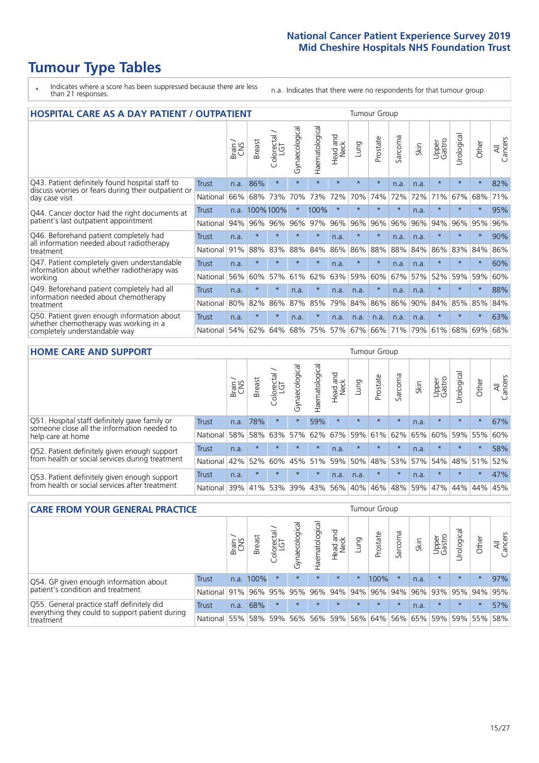# Tumour Type Tables

\* Indicates where a score has been suppressed because there are less than 21 responses.

n.a. Indicates that there were no respondents for that tumour group.

## HOSPITAL CARE AS A DAY PATIENT / OUTPATIENT

| | | Brain / CNS | Breast | Colorectal / LGT | Gynaecological | Haematological | Head and Neck | Lung | Prostate | Sarcoma | Skin | Upper Gastro | Urological | Other | All Cancers |
|---|---|---|---|---|---|---|---|---|---|---|---|---|---|---|---|
| Q43. Patient definitely found hospital staff to discuss worries or fears during their outpatient or day case visit | Trust | n.a. | 86% | * | * | * | * | * | * | n.a. | n.a. | * | * | * | 82% |
| | National | 66% | 68% | 73% | 70% | 73% | 72% | 70% | 74% | 72% | 72% | 71% | 67% | 68% | 71% |
| Q44. Cancer doctor had the right documents at patient's last outpatient appointment | Trust | n.a. | 100% | 100% | * | 100% | * | * | * | * | n.a. | * | * | * | 95% |
| | National | 94% | 96% | 96% | 96% | 97% | 96% | 96% | 96% | 96% | 96% | 94% | 96% | 95% | 96% |
| Q46. Beforehand patient completely had all information needed about radiotherapy treatment | Trust | n.a. | * | * | * | * | n.a. | * | * | n.a. | n.a. | * | * | * | 90% |
| | National | 91% | 88% | 83% | 88% | 84% | 86% | 86% | 88% | 88% | 84% | 86% | 83% | 84% | 86% |
| Q47. Patient completely given understandable information about whether radiotherapy was working | Trust | n.a. | * | * | * | * | n.a. | * | * | n.a. | n.a. | * | * | * | 60% |
| | National | 56% | 60% | 57% | 61% | 62% | 63% | 59% | 60% | 67% | 57% | 52% | 59% | 59% | 60% |
| Q49. Beforehand patient completely had all information needed about chemotherapy treatment | Trust | n.a. | * | * | n.a. | * | n.a. | n.a. | * | n.a. | n.a. | * | * | * | 88% |
| | National | 80% | 82% | 86% | 87% | 85% | 79% | 84% | 86% | 86% | 90% | 84% | 85% | 85% | 84% |
| Q50. Patient given enough information about whether chemotherapy was working in a completely understandable way | Trust | n.a. | * | * | n.a. | * | n.a. | n.a. | n.a. | n.a. | n.a. | * | * | * | 63% |
| | National | 54% | 62% | 64% | 68% | 75% | 57% | 67% | 66% | 71% | 79% | 61% | 68% | 69% | 68% |

## HOME CARE AND SUPPORT

| | | Brain / CNS | Breast | Colorectal / LGT | Gynaecological | Haematological | Head and Neck | Lung | Prostate | Sarcoma | Skin | Upper Gastro | Urological | Other | All Cancers |
|---|---|---|---|---|---|---|---|---|---|---|---|---|---|---|---|
| Q51. Hospital staff definitely gave family or someone close all the information needed to help care at home | Trust | n.a. | 78% | * | * | 59% | * | * | * | * | n.a. | * | * | * | 67% |
| | National | 58% | 58% | 63% | 57% | 62% | 67% | 59% | 61% | 62% | 65% | 60% | 59% | 55% | 60% |
| Q52. Patient definitely given enough support from health or social services during treatment | Trust | n.a. | * | * | * | * | n.a. | * | * | * | n.a. | * | * | * | 58% |
| | National | 42% | 52% | 60% | 45% | 51% | 59% | 50% | 48% | 53% | 57% | 54% | 48% | 51% | 52% |
| Q53. Patient definitely given enough support from health or social services after treatment | Trust | n.a. | * | * | * | * | n.a. | n.a. | * | * | n.a. | * | * | * | 47% |
| | National | 39% | 41% | 53% | 39% | 43% | 56% | 40% | 46% | 48% | 59% | 47% | 44% | 44% | 45% |

## CARE FROM YOUR GENERAL PRACTICE

| | | Brain / CNS | Breast | Colorectal / LGT | Gynaecological | Haematological | Head and Neck | Lung | Prostate | Sarcoma | Skin | Upper Gastro | Urological | Other | All Cancers |
|---|---|---|---|---|---|---|---|---|---|---|---|---|---|---|---|
| Q54. GP given enough information about patient's condition and treatment | Trust | n.a. | 100% | * | * | * | * | * | 100% | * | n.a. | * | * | * | 97% |
| | National | 91% | 96% | 95% | 95% | 96% | 94% | 94% | 96% | 94% | 96% | 93% | 95% | 94% | 95% |
| Q55. General practice staff definitely did everything they could to support patient during treatment | Trust | n.a. | 68% | * | * | * | * | * | * | * | n.a. | * | * | * | 57% |
| | National | 55% | 58% | 59% | 56% | 56% | 59% | 56% | 64% | 56% | 65% | 59% | 59% | 55% | 58% |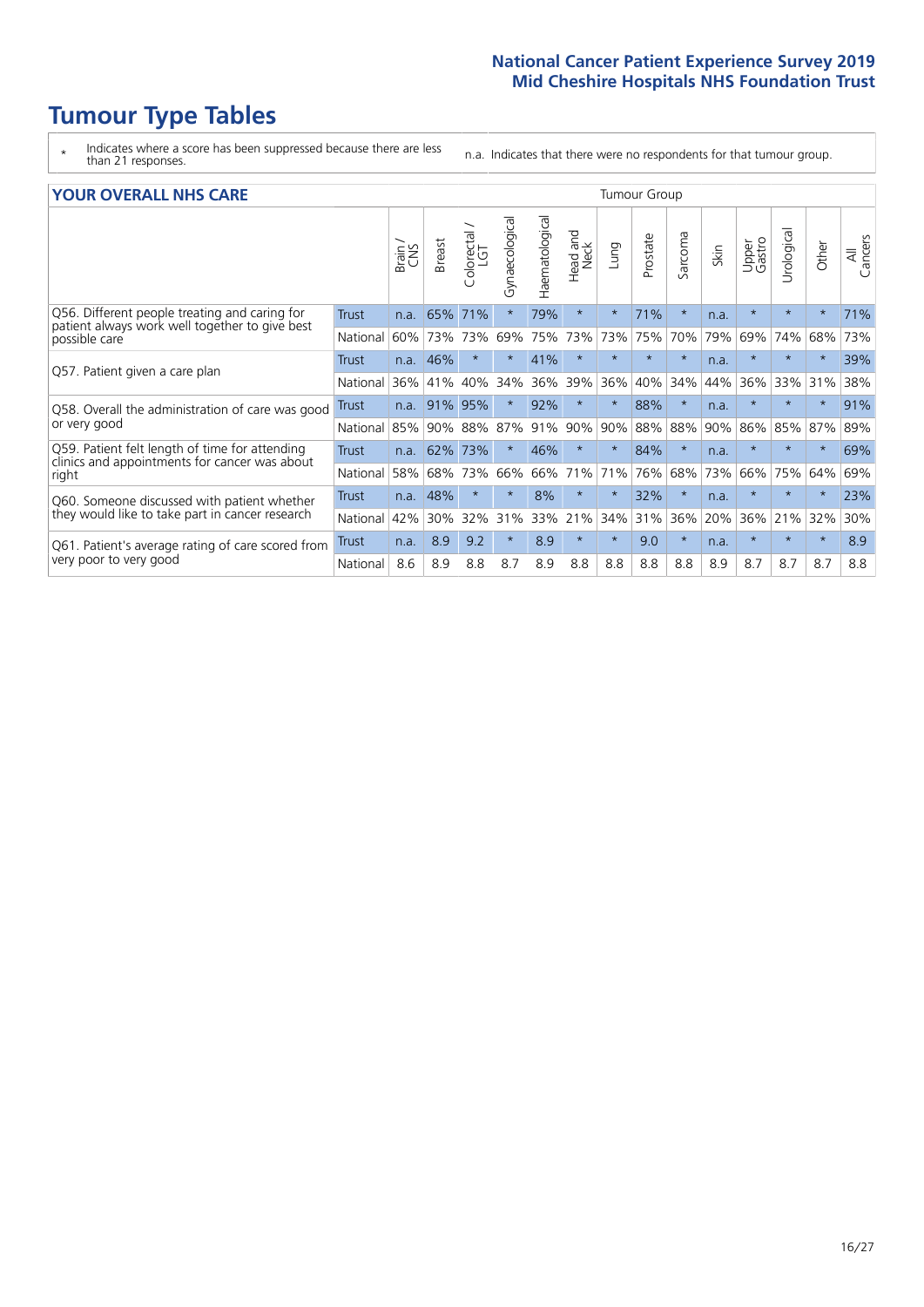# Tumour Type Tables

\* Indicates where a score has been suppressed because there are less than 21 responses.

n.a. Indicates that there were no respondents for that tumour group.

## YOUR OVERALL NHS CARE

| | | Brain / CNS | Breast | Colorectal / LGT | Gynaecological | Haematological | Head and Neck | Lung | Prostate | Sarcoma | Skin | Upper Gastro | Urological | Other | All Cancers |
|---|---|---|---|---|---|---|---|---|---|---|---|---|---|---|---|
| Q56. Different people treating and caring for patient always work well together to give best possible care | Trust | n.a. | 65% | 71% | * | 79% | * | * | 71% | * | n.a. | * | * | * | 71% |
| | National | 60% | 73% | 73% | 69% | 75% | 73% | 73% | 75% | 70% | 79% | 69% | 74% | 68% | 73% |
| Q57. Patient given a care plan | Trust | n.a. | 46% | * | * | 41% | * | * | * | * | n.a. | * | * | * | 39% |
| | National | 36% | 41% | 40% | 34% | 36% | 39% | 36% | 40% | 34% | 44% | 36% | 33% | 31% | 38% |
| Q58. Overall the administration of care was good or very good | Trust | n.a. | 91% | 95% | * | 92% | * | * | 88% | * | n.a. | * | * | * | 91% |
| | National | 85% | 90% | 88% | 87% | 91% | 90% | 90% | 88% | 88% | 90% | 86% | 85% | 87% | 89% |
| Q59. Patient felt length of time for attending clinics and appointments for cancer was about right | Trust | n.a. | 62% | 73% | * | 46% | * | * | 84% | * | n.a. | * | * | * | 69% |
| | National | 58% | 68% | 73% | 66% | 66% | 71% | 71% | 76% | 68% | 73% | 66% | 75% | 64% | 69% |
| Q60. Someone discussed with patient whether they would like to take part in cancer research | Trust | n.a. | 48% | * | * | 8% | * | * | 32% | * | n.a. | * | * | * | 23% |
| | National | 42% | 30% | 32% | 31% | 33% | 21% | 34% | 31% | 36% | 20% | 36% | 21% | 32% | 30% |
| Q61. Patient's average rating of care scored from very poor to very good | Trust | n.a. | 8.9 | 9.2 | * | 8.9 | * | * | 9.0 | * | n.a. | * | * | * | 8.9 |
| | National | 8.6 | 8.9 | 8.8 | 8.7 | 8.9 | 8.8 | 8.8 | 8.8 | 8.8 | 8.9 | 8.7 | 8.7 | 8.7 | 8.8 |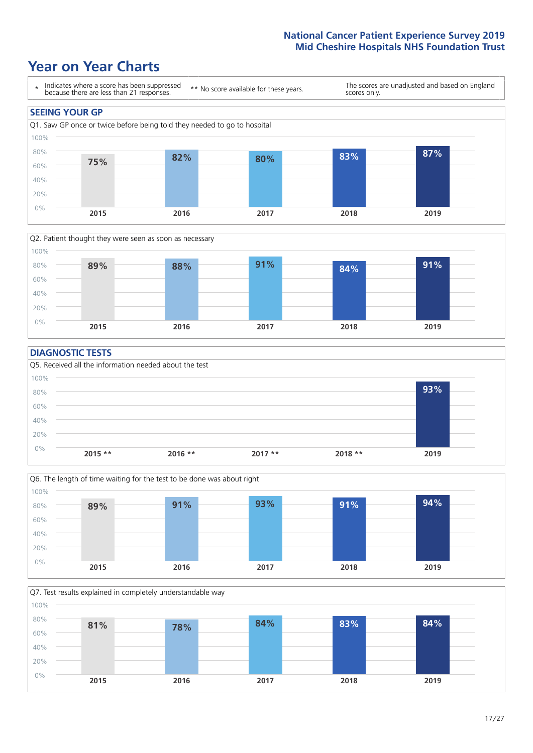# Year on Year Charts

\* Indicates where a score has been suppressed because there are less than 21 responses.

** No score available for these years.

The scores are unadjusted and based on England scores only.

## SEEING YOUR GP

Q1. Saw GP once or twice before being told they needed to go to hospital

| 2015 | 2016 | 2017 | 2018 | 2019 |
|---|---|---|---|---|
| 75% | 82% | 80% | 83% | 87% |

Q2. Patient thought they were seen as soon as necessary

| 2015 | 2016 | 2017 | 2018 | 2019 |
|---|---|---|---|---|
| 89% | 88% | 91% | 84% | 91% |

## DIAGNOSTIC TESTS

Q5. Received all the information needed about the test

| 2015 ** | 2016 ** | 2017 ** | 2018 ** | 2019 |
|---|---|---|---|---|
| | | | | 93% |

Q6. The length of time waiting for the test to be done was about right

| 2015 | 2016 | 2017 | 2018 | 2019 |
|---|---|---|---|---|
| 89% | 91% | 93% | 91% | 94% |

Q7. Test results explained in completely understandable way

| 2015 | 2016 | 2017 | 2018 | 2019 |
|---|---|---|---|---|
| 81% | 78% | 84% | 83% | 84% |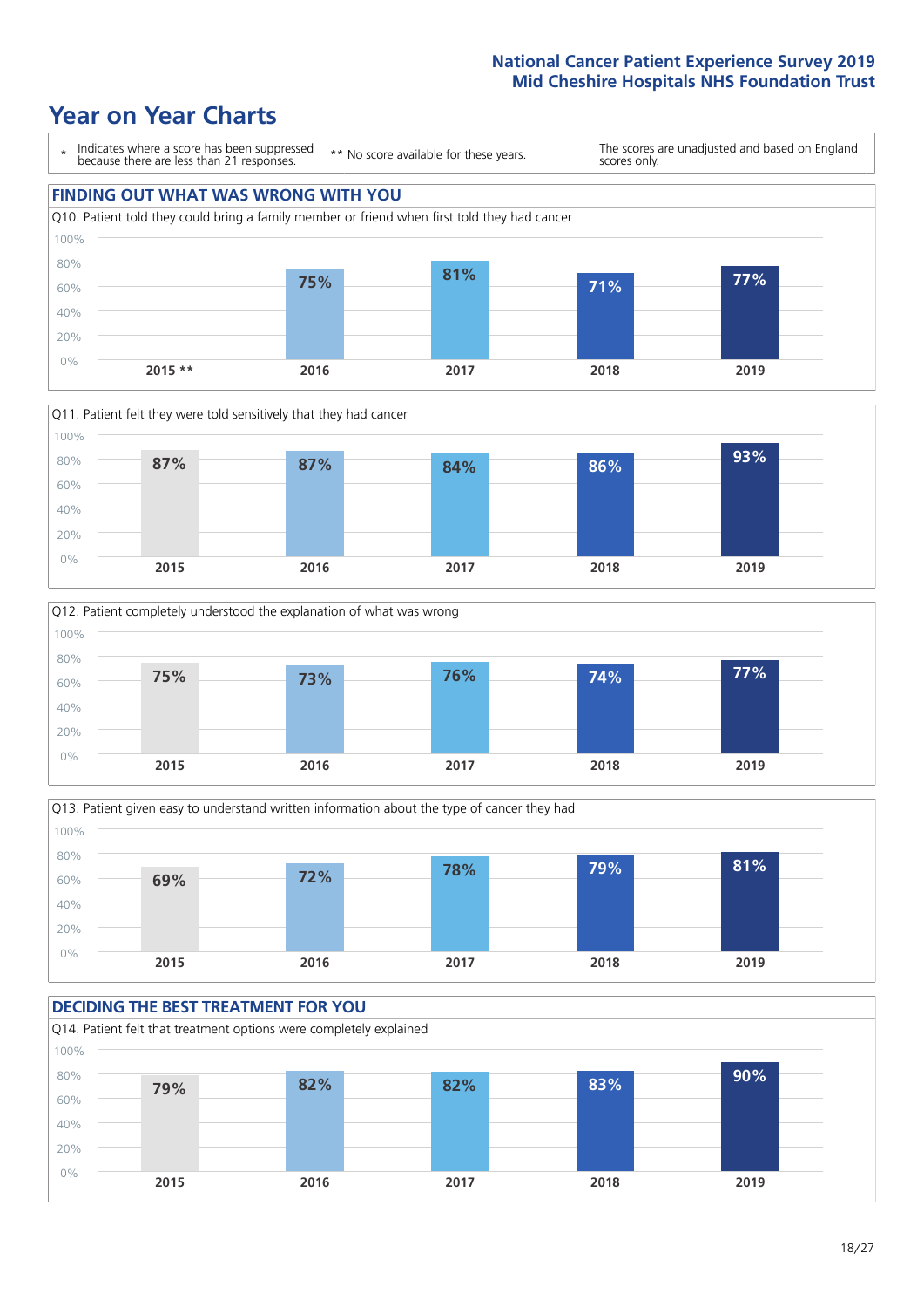National Cancer Patient Experience Survey 2019
Mid Cheshire Hospitals NHS Foundation Trust

# Year on Year Charts

\* Indicates where a score has been suppressed because there are less than 21 responses.

** No score available for these years.

The scores are unadjusted and based on England scores only.

## FINDING OUT WHAT WAS WRONG WITH YOU

Q10. Patient told they could bring a family member or friend when first told they had cancer

| 2015 ** | 2016 | 2017 | 2018 | 2019 |
|---|---|---|---|---|
| | 75% | 81% | 71% | 77% |

Q11. Patient felt they were told sensitively that they had cancer

| 2015 | 2016 | 2017 | 2018 | 2019 |
|---|---|---|---|---|
| 87% | 87% | 84% | 86% | 93% |

Q12. Patient completely understood the explanation of what was wrong

| 2015 | 2016 | 2017 | 2018 | 2019 |
|---|---|---|---|---|
| 75% | 73% | 76% | 74% | 77% |

Q13. Patient given easy to understand written information about the type of cancer they had

| 2015 | 2016 | 2017 | 2018 | 2019 |
|---|---|---|---|---|
| 69% | 72% | 78% | 79% | 81% |

## DECIDING THE BEST TREATMENT FOR YOU

Q14. Patient felt that treatment options were completely explained

| 2015 | 2016 | 2017 | 2018 | 2019 |
|---|---|---|---|---|
| 79% | 82% | 82% | 83% | 90% |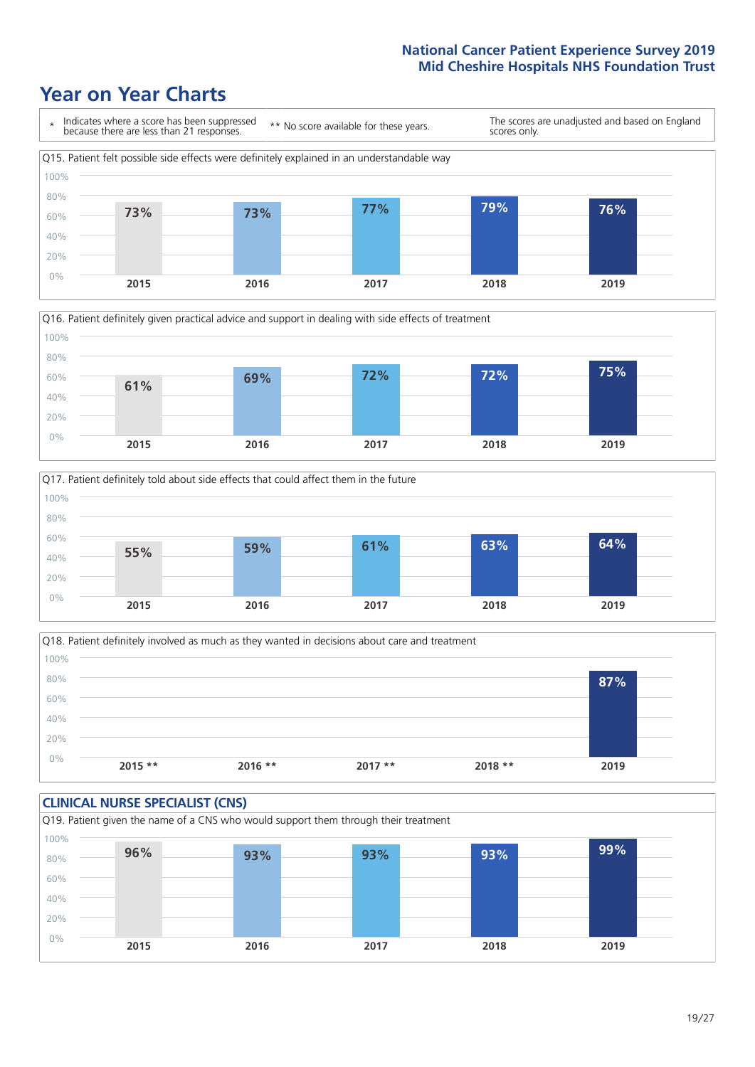# Year on Year Charts

\* Indicates where a score has been suppressed because there are less than 21 responses.

** No score available for these years.

The scores are unadjusted and based on England scores only.

Q15. Patient felt possible side effects were definitely explained in an understandable way

| 2015 | 2016 | 2017 | 2018 | 2019 |
|---|---|---|---|---|
| 73% | 73% | 77% | 79% | 76% |

Q16. Patient definitely given practical advice and support in dealing with side effects of treatment

| 2015 | 2016 | 2017 | 2018 | 2019 |
|---|---|---|---|---|
| 61% | 69% | 72% | 72% | 75% |

Q17. Patient definitely told about side effects that could affect them in the future

| 2015 | 2016 | 2017 | 2018 | 2019 |
|---|---|---|---|---|
| 55% | 59% | 61% | 63% | 64% |

Q18. Patient definitely involved as much as they wanted in decisions about care and treatment

| 2015 ** | 2016 ** | 2017 ** | 2018 ** | 2019 |
|---|---|---|---|---|
| | | | | 87% |

## CLINICAL NURSE SPECIALIST (CNS)

Q19. Patient given the name of a CNS who would support them through their treatment

| 2015 | 2016 | 2017 | 2018 | 2019 |
|---|---|---|---|---|
| 96% | 93% | 93% | 93% | 99% |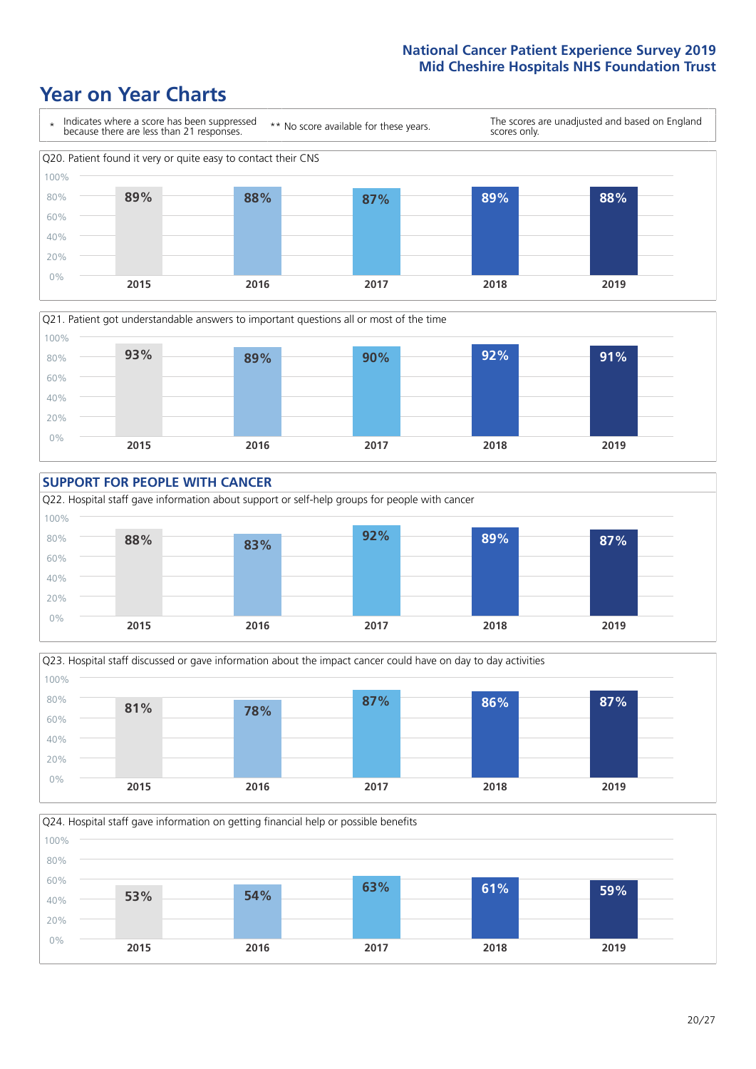# Year on Year Charts

\* Indicates where a score has been suppressed because there are less than 21 responses.

\*\* No score available for these years.

The scores are unadjusted and based on England scores only.

Q20. Patient found it very or quite easy to contact their CNS

| 2015 | 2016 | 2017 | 2018 | 2019 |
|---|---|---|---|---|
| 89% | 88% | 87% | 89% | 88% |

Q21. Patient got understandable answers to important questions all or most of the time

| 2015 | 2016 | 2017 | 2018 | 2019 |
|---|---|---|---|---|
| 93% | 89% | 90% | 92% | 91% |

## SUPPORT FOR PEOPLE WITH CANCER

Q22. Hospital staff gave information about support or self-help groups for people with cancer

| 2015 | 2016 | 2017 | 2018 | 2019 |
|---|---|---|---|---|
| 88% | 83% | 92% | 89% | 87% |

Q23. Hospital staff discussed or gave information about the impact cancer could have on day to day activities

| 2015 | 2016 | 2017 | 2018 | 2019 |
|---|---|---|---|---|
| 81% | 78% | 87% | 86% | 87% |

Q24. Hospital staff gave information on getting financial help or possible benefits

| 2015 | 2016 | 2017 | 2018 | 2019 |
|---|---|---|---|---|
| 53% | 54% | 63% | 61% | 59% |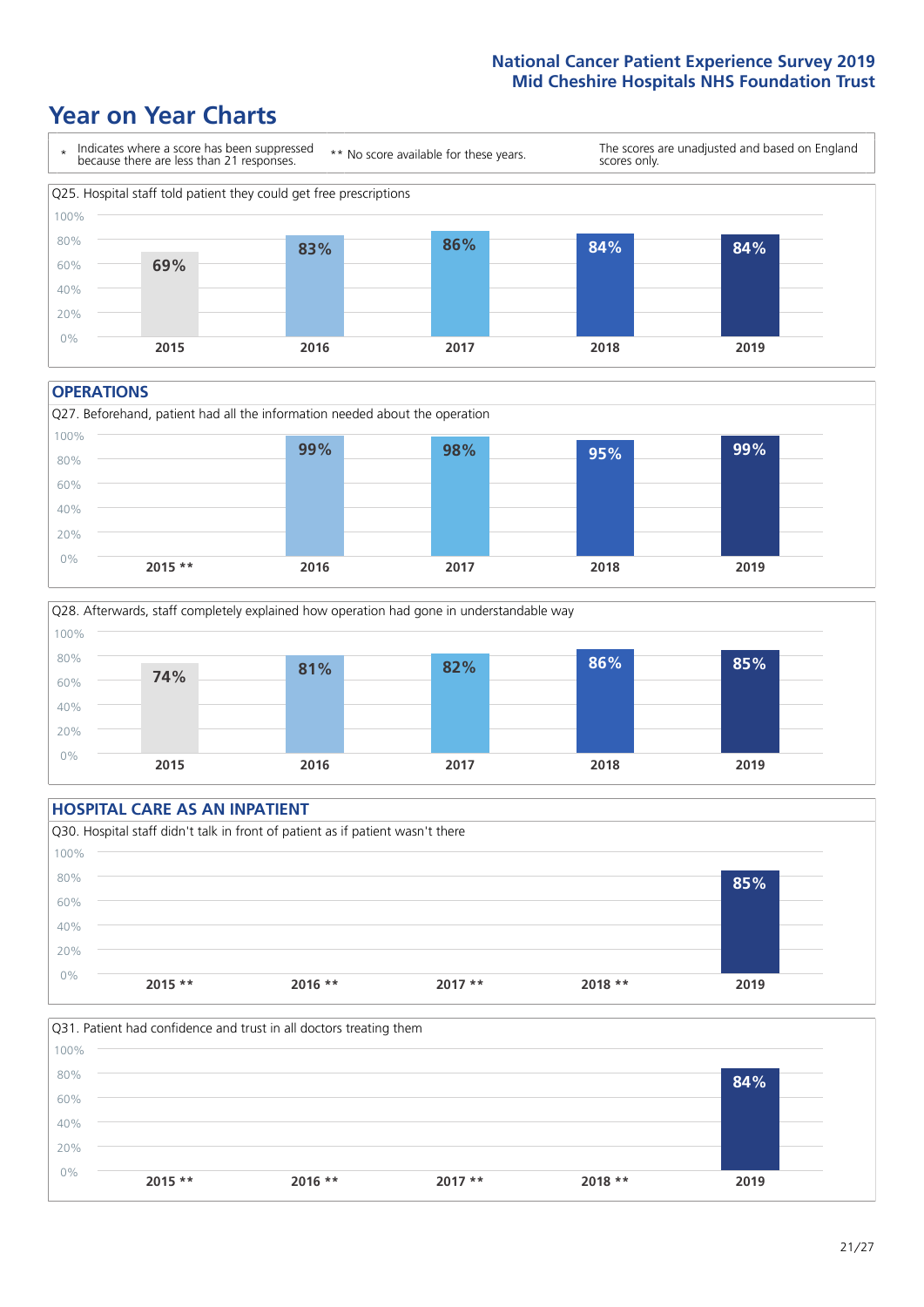# Year on Year Charts

\* Indicates where a score has been suppressed because there are less than 21 responses.

\*\* No score available for these years.

The scores are unadjusted and based on England scores only.

Q25. Hospital staff told patient they could get free prescriptions

| 2015 | 2016 | 2017 | 2018 | 2019 |
|---|---|---|---|---|
| 69% | 83% | 86% | 84% | 84% |

## OPERATIONS

Q27. Beforehand, patient had all the information needed about the operation

| 2015 ** | 2016 | 2017 | 2018 | 2019 |
|---|---|---|---|---|
| | 99% | 98% | 95% | 99% |

Q28. Afterwards, staff completely explained how operation had gone in understandable way

| 2015 | 2016 | 2017 | 2018 | 2019 |
|---|---|---|---|---|
| 74% | 81% | 82% | 86% | 85% |

## HOSPITAL CARE AS AN INPATIENT

Q30. Hospital staff didn't talk in front of patient as if patient wasn't there

| 2015 ** | 2016 ** | 2017 ** | 2018 ** | 2019 |
|---|---|---|---|---|
| | | | | 85% |

Q31. Patient had confidence and trust in all doctors treating them

| 2015 ** | 2016 ** | 2017 ** | 2018 ** | 2019 |
|---|---|---|---|---|
| | | | | 84% |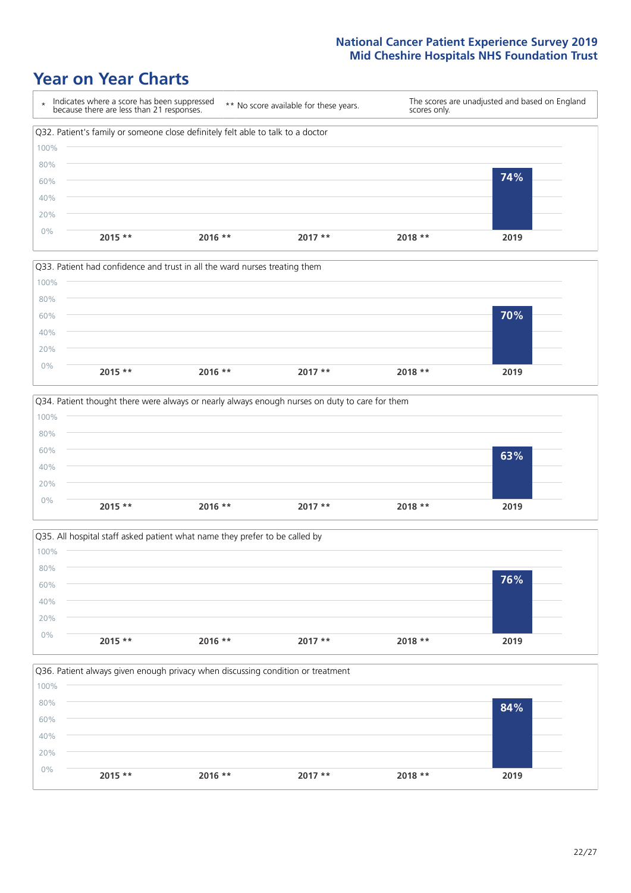# Year on Year Charts

| * | Indicates where a score has been suppressed because there are less than 21 responses. | ** No score available for these years. | The scores are unadjusted and based on England scores only. |
|---|---|---|---|

Q32. Patient's family or someone close definitely felt able to talk to a doctor

| 2015 ** | 2016 ** | 2017 ** | 2018 ** | 2019 |
|---|---|---|---|---|
| | | | | 74% |

Q33. Patient had confidence and trust in all the ward nurses treating them

| 2015 ** | 2016 ** | 2017 ** | 2018 ** | 2019 |
|---|---|---|---|---|
| | | | | 70% |

Q34. Patient thought there were always or nearly always enough nurses on duty to care for them

| 2015 ** | 2016 ** | 2017 ** | 2018 ** | 2019 |
|---|---|---|---|---|
| | | | | 63% |

Q35. All hospital staff asked patient what name they prefer to be called by

| 2015 ** | 2016 ** | 2017 ** | 2018 ** | 2019 |
|---|---|---|---|---|
| | | | | 76% |

Q36. Patient always given enough privacy when discussing condition or treatment

| 2015 ** | 2016 ** | 2017 ** | 2018 ** | 2019 |
|---|---|---|---|---|
| | | | | 84% |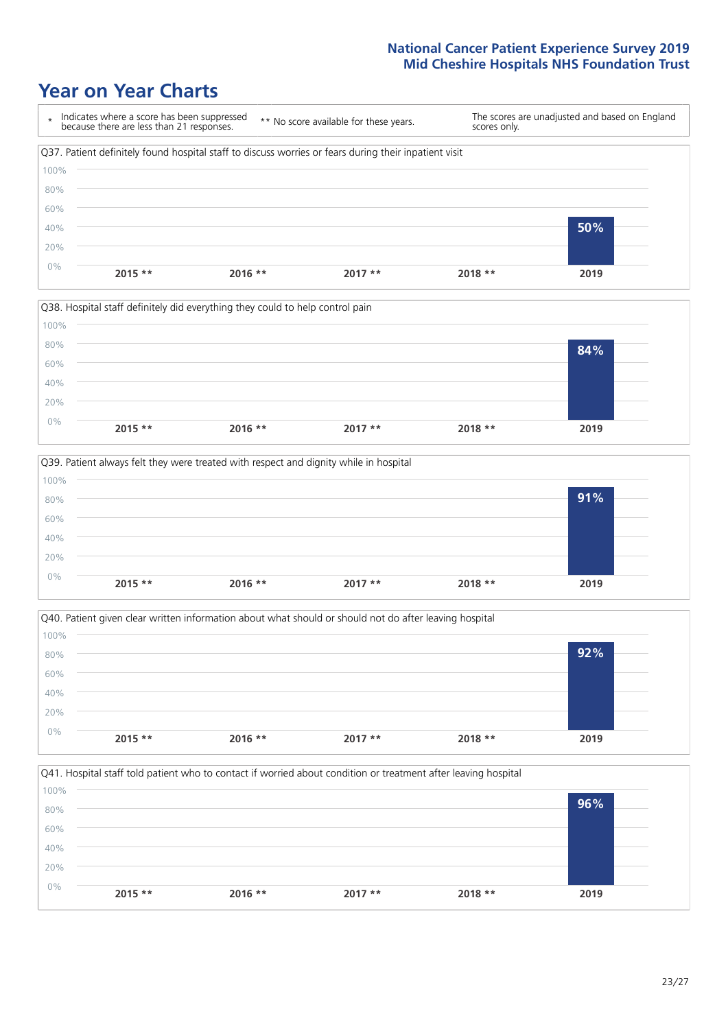National Cancer Patient Experience Survey 2019
Mid Cheshire Hospitals NHS Foundation Trust

# Year on Year Charts

\* Indicates where a score has been suppressed because there are less than 21 responses.

** No score available for these years.

The scores are unadjusted and based on England scores only.

### Q37. Patient definitely found hospital staff to discuss worries or fears during their inpatient visit

| 2015 ** | 2016 ** | 2017 ** | 2018 ** | 2019 |
|---|---|---|---|---|
| | | | | 50% |

### Q38. Hospital staff definitely did everything they could to help control pain

| 2015 ** | 2016 ** | 2017 ** | 2018 ** | 2019 |
|---|---|---|---|---|
| | | | | 84% |

### Q39. Patient always felt they were treated with respect and dignity while in hospital

| 2015 ** | 2016 ** | 2017 ** | 2018 ** | 2019 |
|---|---|---|---|---|
| | | | | 91% |

### Q40. Patient given clear written information about what should or should not do after leaving hospital

| 2015 ** | 2016 ** | 2017 ** | 2018 ** | 2019 |
|---|---|---|---|---|
| | | | | 92% |

### Q41. Hospital staff told patient who to contact if worried about condition or treatment after leaving hospital

| 2015 ** | 2016 ** | 2017 ** | 2018 ** | 2019 |
|---|---|---|---|---|
| | | | | 96% |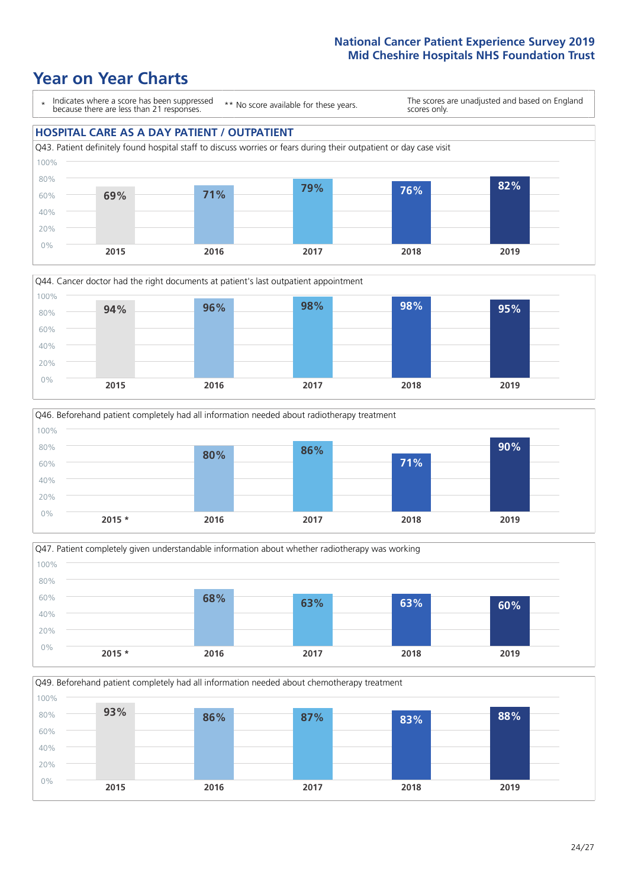# Year on Year Charts

\* Indicates where a score has been suppressed because there are less than 21 responses.

** No score available for these years.

The scores are unadjusted and based on England scores only.

## HOSPITAL CARE AS A DAY PATIENT / OUTPATIENT

Q43. Patient definitely found hospital staff to discuss worries or fears during their outpatient or day case visit

| 2015 | 2016 | 2017 | 2018 | 2019 |
|---|---|---|---|---|
| 69% | 71% | 79% | 76% | 82% |

Q44. Cancer doctor had the right documents at patient's last outpatient appointment

| 2015 | 2016 | 2017 | 2018 | 2019 |
|---|---|---|---|---|
| 94% | 96% | 98% | 98% | 95% |

Q46. Beforehand patient completely had all information needed about radiotherapy treatment

| 2015 * | 2016 | 2017 | 2018 | 2019 |
|---|---|---|---|---|
| | 80% | 86% | 71% | 90% |

Q47. Patient completely given understandable information about whether radiotherapy was working

| 2015 * | 2016 | 2017 | 2018 | 2019 |
|---|---|---|---|---|
| | 68% | 63% | 63% | 60% |

Q49. Beforehand patient completely had all information needed about chemotherapy treatment

| 2015 | 2016 | 2017 | 2018 | 2019 |
|---|---|---|---|---|
| 93% | 86% | 87% | 83% | 88% |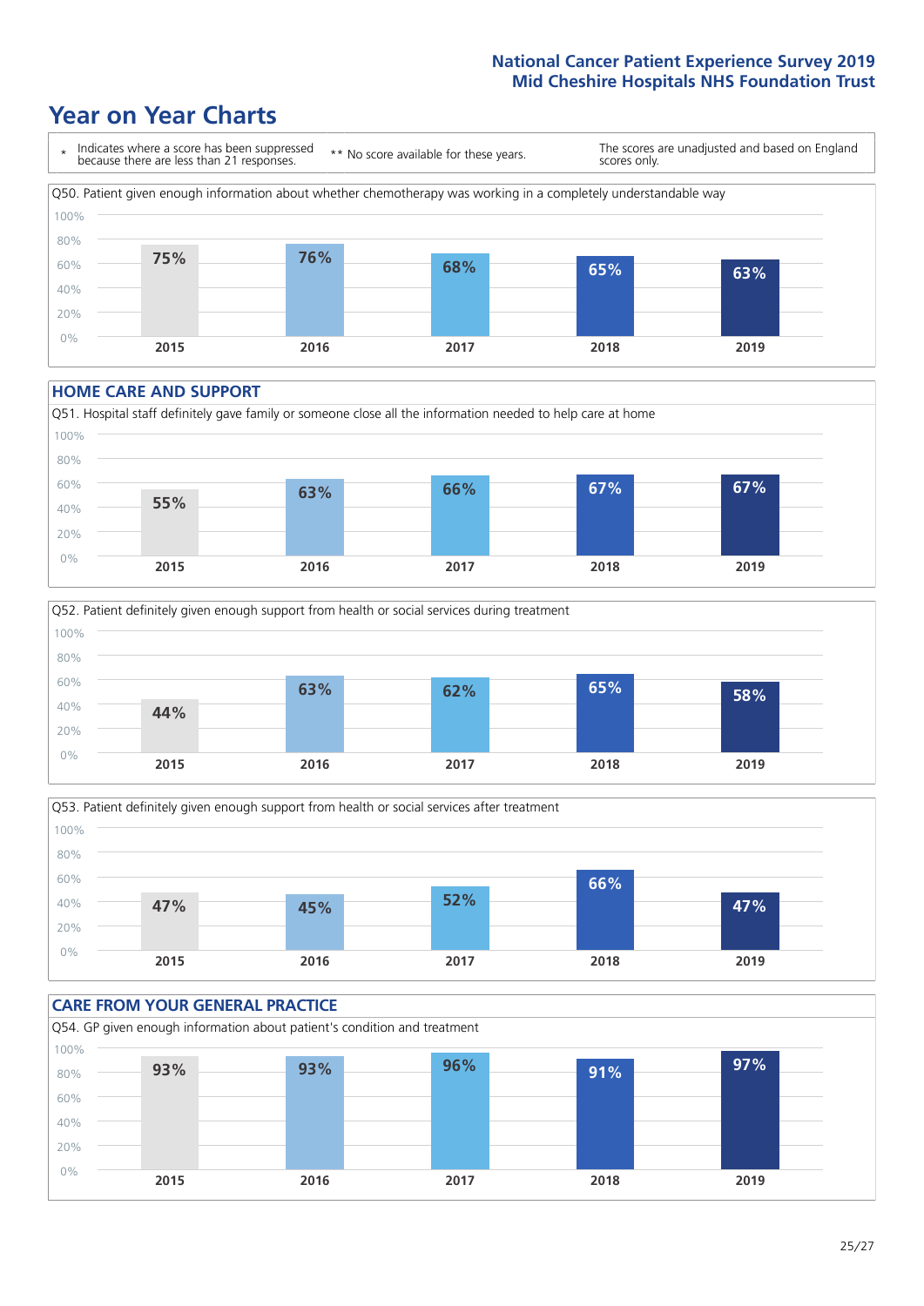# Year on Year Charts

\* Indicates where a score has been suppressed because there are less than 21 responses.

** No score available for these years.

The scores are unadjusted and based on England scores only.

Q50. Patient given enough information about whether chemotherapy was working in a completely understandable way

| 2015 | 2016 | 2017 | 2018 | 2019 |
|---|---|---|---|---|
| 75% | 76% | 68% | 65% | 63% |

## HOME CARE AND SUPPORT

Q51. Hospital staff definitely gave family or someone close all the information needed to help care at home

| 2015 | 2016 | 2017 | 2018 | 2019 |
|---|---|---|---|---|
| 55% | 63% | 66% | 67% | 67% |

Q52. Patient definitely given enough support from health or social services during treatment

| 2015 | 2016 | 2017 | 2018 | 2019 |
|---|---|---|---|---|
| 44% | 63% | 62% | 65% | 58% |

Q53. Patient definitely given enough support from health or social services after treatment

| 2015 | 2016 | 2017 | 2018 | 2019 |
|---|---|---|---|---|
| 47% | 45% | 52% | 66% | 47% |

## CARE FROM YOUR GENERAL PRACTICE

Q54. GP given enough information about patient's condition and treatment

| 2015 | 2016 | 2017 | 2018 | 2019 |
|---|---|---|---|---|
| 93% | 93% | 96% | 91% | 97% |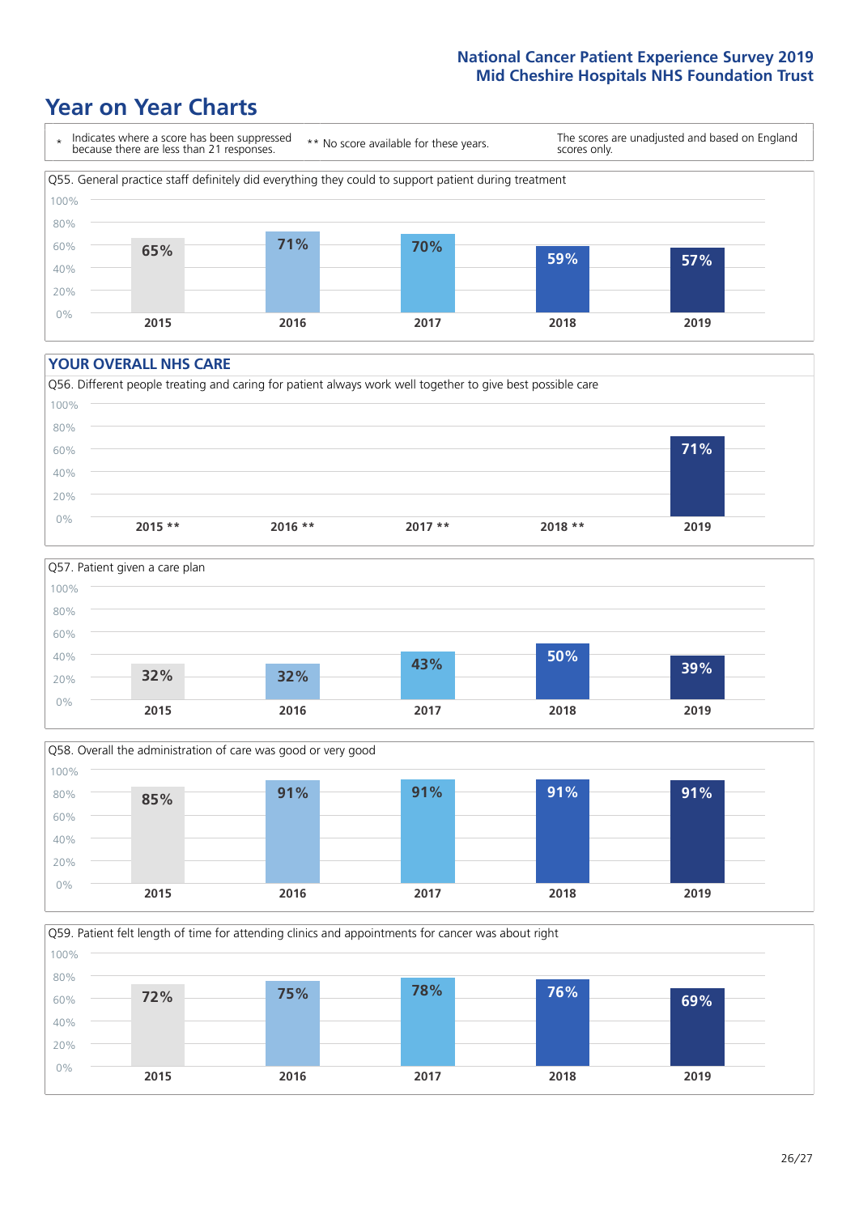# Year on Year Charts

\* Indicates where a score has been suppressed because there are less than 21 responses.

\*\* No score available for these years.

The scores are unadjusted and based on England scores only.

Q55. General practice staff definitely did everything they could to support patient during treatment

| 2015 | 2016 | 2017 | 2018 | 2019 |
|---|---|---|---|---|
| 65% | 71% | 70% | 59% | 57% |

## YOUR OVERALL NHS CARE

Q56. Different people treating and caring for patient always work well together to give best possible care

| 2015 ** | 2016 ** | 2017 ** | 2018 ** | 2019 |
|---|---|---|---|---|
| | | | | 71% |

Q57. Patient given a care plan

| 2015 | 2016 | 2017 | 2018 | 2019 |
|---|---|---|---|---|
| 32% | 32% | 43% | 50% | 39% |

Q58. Overall the administration of care was good or very good

| 2015 | 2016 | 2017 | 2018 | 2019 |
|---|---|---|---|---|
| 85% | 91% | 91% | 91% | 91% |

Q59. Patient felt length of time for attending clinics and appointments for cancer was about right

| 2015 | 2016 | 2017 | 2018 | 2019 |
|---|---|---|---|---|
| 72% | 75% | 78% | 76% | 69% |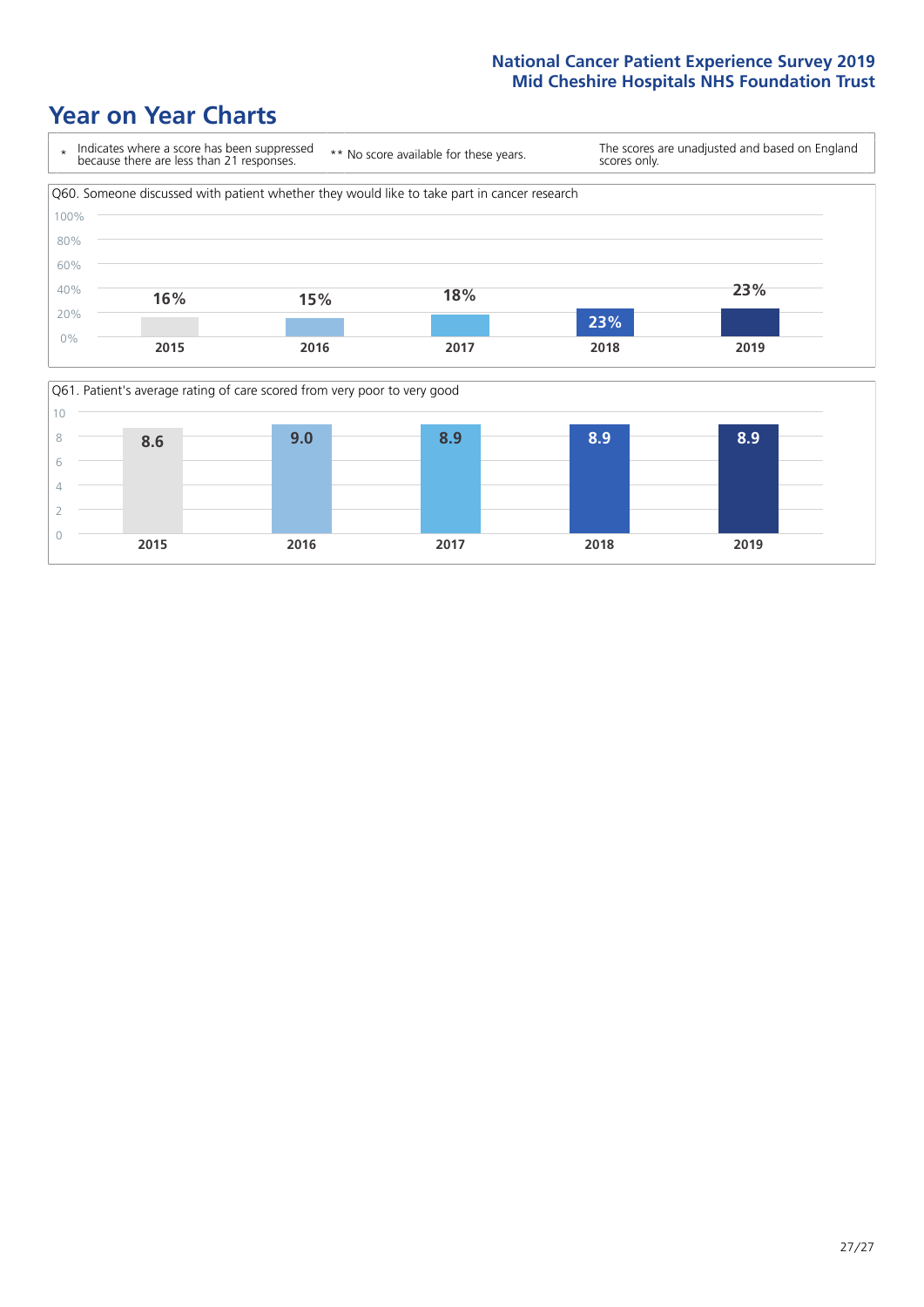# Year on Year Charts

\* Indicates where a score has been suppressed because there are less than 21 responses.

\*\* No score available for these years.

The scores are unadjusted and based on England scores only.

Q60. Someone discussed with patient whether they would like to take part in cancer research

100%
80%
60%
40%
20%
0%

16% 2015
15% 2016
18% 2017
23% 2018
23% 2019

Q61. Patient's average rating of care scored from very poor to very good

10
8
6
4
2
0

8.6 2015
9.0 2016
8.9 2017
8.9 2018
8.9 2019